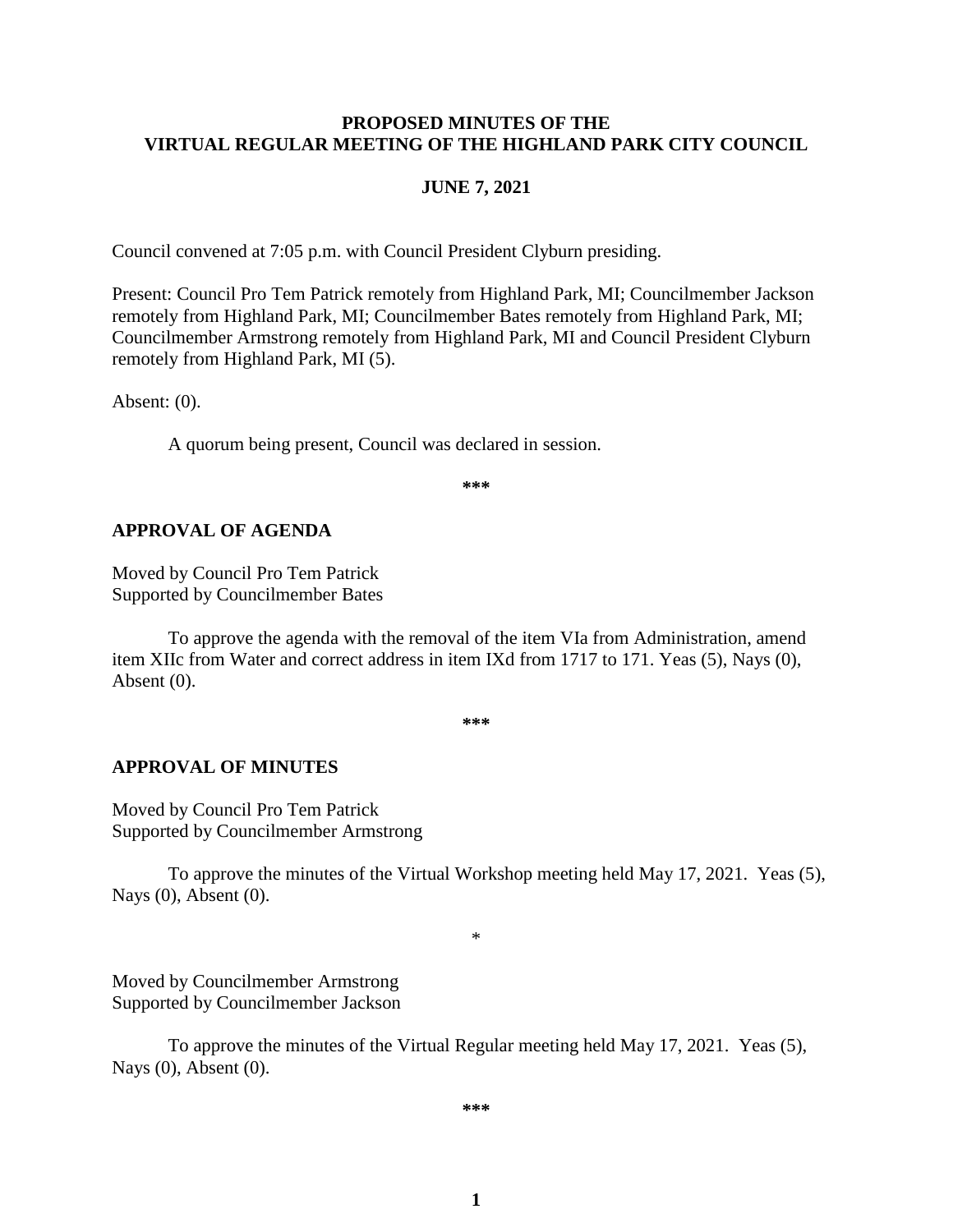# PROPOSED MINUTES OF THE VIRTUAL REGULAR MEETING OF THE HIGHLAND PARK CITY COUNCIL

## JUNE 7, 2021

Council convened at 7:05 p.m. with Council President Clyburn presiding.

Present: Council Pro Tem Patrick remotely from Highland Park, MI; Councilmember Jackson remotely from Highland Park, MI; Councilmember Bates remotely from Highland Park, MI; Councilmember Armstrong remotely from Highland Park, MI and Council President Clyburn remotely from Highland Park, MI (5).

Absent: (0).

A quorum being present, Council was declared in session.

***

## APPROVAL OF AGENDA

Moved by Council Pro Tem Patrick
Supported by Councilmember Bates

To approve the agenda with the removal of the item VIa from Administration, amend item XIIc from Water and correct address in item IXd from 1717 to 171. Yeas (5), Nays (0), Absent (0).

***

## APPROVAL OF MINUTES

Moved by Council Pro Tem Patrick
Supported by Councilmember Armstrong

To approve the minutes of the Virtual Workshop meeting held May 17, 2021. Yeas (5), Nays (0), Absent (0).

*

Moved by Councilmember Armstrong
Supported by Councilmember Jackson

To approve the minutes of the Virtual Regular meeting held May 17, 2021. Yeas (5), Nays (0), Absent (0).

***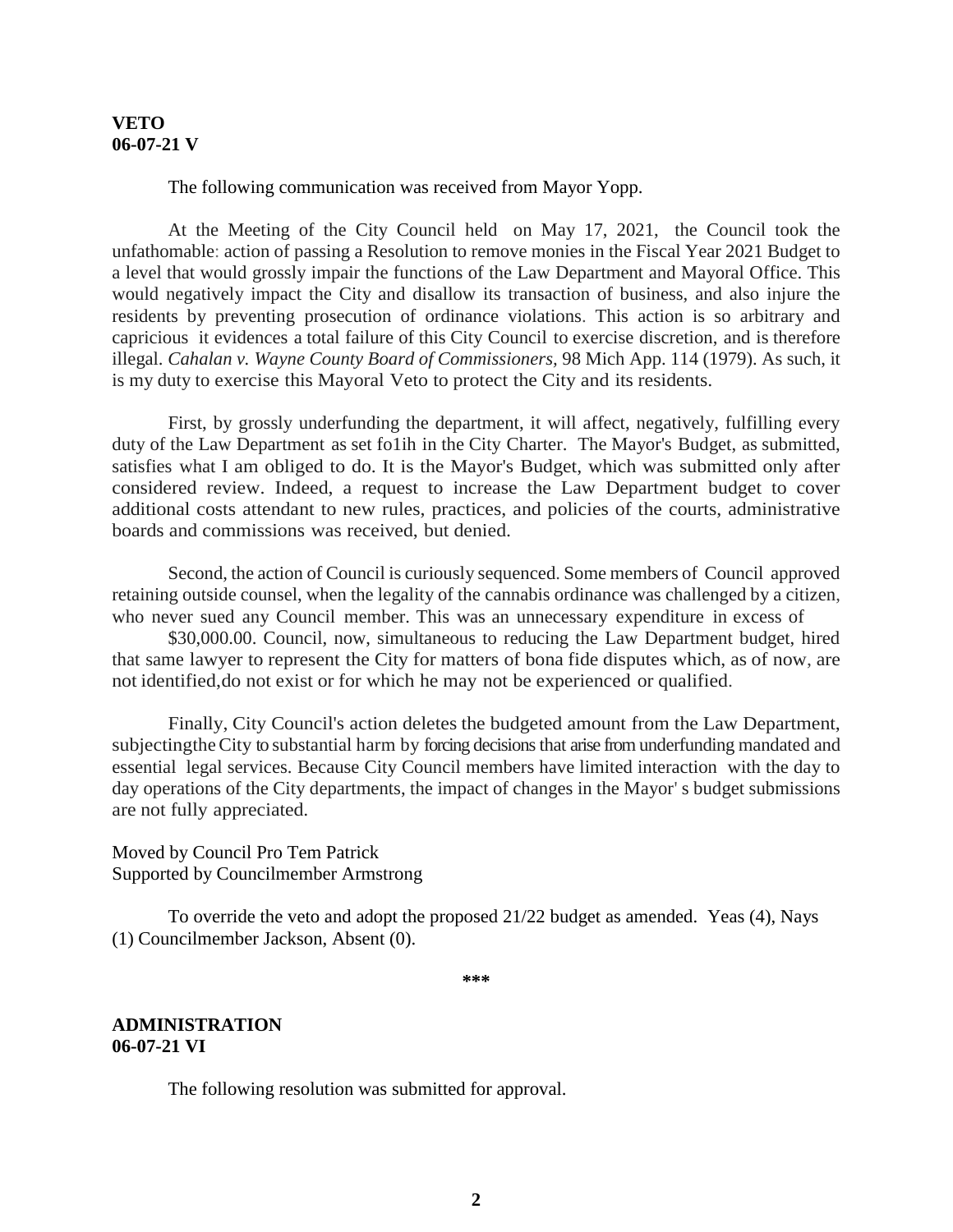**VETO**
**06-07-21 V**

The following communication was received from Mayor Yopp.

At the Meeting of the City Council held on May 17, 2021, the Council took the unfathomable: action of passing a Resolution to remove monies in the Fiscal Year 2021 Budget to a level that would grossly impair the functions of the Law Department and Mayoral Office. This would negatively impact the City and disallow its transaction of business, and also injure the residents by preventing prosecution of ordinance violations. This action is so arbitrary and capricious it evidences a total failure of this City Council to exercise discretion, and is therefore illegal. *Cahalan v. Wayne County Board of Commissioners*, 98 Mich App. 114 (1979). As such, it is my duty to exercise this Mayoral Veto to protect the City and its residents.

First, by grossly underfunding the department, it will affect, negatively, fulfilling every duty of the Law Department as set fo1ih in the City Charter. The Mayor's Budget, as submitted, satisfies what I am obliged to do. It is the Mayor's Budget, which was submitted only after considered review. Indeed, a request to increase the Law Department budget to cover additional costs attendant to new rules, practices, and policies of the courts, administrative boards and commissions was received, but denied.

Second, the action of Council is curiously sequenced. Some members of Council approved retaining outside counsel, when the legality of the cannabis ordinance was challenged by a citizen, who never sued any Council member. This was an unnecessary expenditure in excess of

$30,000.00. Council, now, simultaneous to reducing the Law Department budget, hired that same lawyer to represent the City for matters of bona fide disputes which, as of now, are not identified,do not exist or for which he may not be experienced or qualified.

Finally, City Council's action deletes the budgeted amount from the Law Department, subjectingthe City to substantial harm by forcing decisions that arise from underfunding mandated and essential legal services. Because City Council members have limited interaction with the day to day operations of the City departments, the impact of changes in the Mayor' s budget submissions are not fully appreciated.

Moved by Council Pro Tem Patrick
Supported by Councilmember Armstrong

To override the veto and adopt the proposed 21/22 budget as amended. Yeas (4), Nays (1) Councilmember Jackson, Absent (0).

***

**ADMINISTRATION**
**06-07-21 VI**

The following resolution was submitted for approval.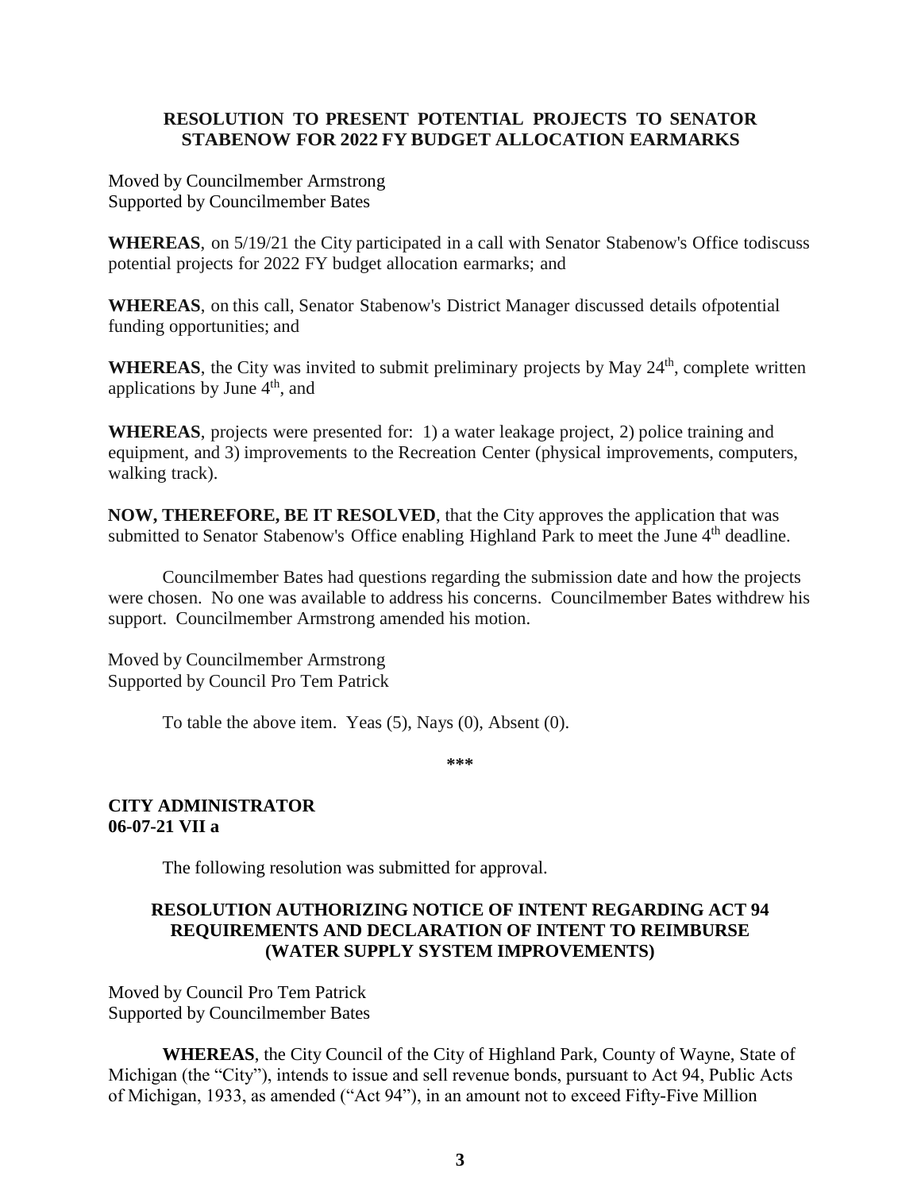**RESOLUTION TO PRESENT POTENTIAL PROJECTS TO SENATOR STABENOW FOR 2022 FY BUDGET ALLOCATION EARMARKS**

Moved by Councilmember Armstrong
Supported by Councilmember Bates

**WHEREAS**, on 5/19/21 the City participated in a call with Senator Stabenow's Office todiscuss potential projects for 2022 FY budget allocation earmarks; and

**WHEREAS**, on this call, Senator Stabenow's District Manager discussed details ofpotential funding opportunities; and

**WHEREAS**, the City was invited to submit preliminary projects by May 24th, complete written applications by June 4th, and

**WHEREAS**, projects were presented for: 1) a water leakage project, 2) police training and equipment, and 3) improvements to the Recreation Center (physical improvements, computers, walking track).

**NOW, THEREFORE, BE IT RESOLVED**, that the City approves the application that was submitted to Senator Stabenow's Office enabling Highland Park to meet the June 4th deadline.

Councilmember Bates had questions regarding the submission date and how the projects were chosen. No one was available to address his concerns. Councilmember Bates withdrew his support. Councilmember Armstrong amended his motion.

Moved by Councilmember Armstrong
Supported by Council Pro Tem Patrick

To table the above item. Yeas (5), Nays (0), Absent (0).

***

**CITY ADMINISTRATOR**
**06-07-21 VII a**

The following resolution was submitted for approval.

**RESOLUTION AUTHORIZING NOTICE OF INTENT REGARDING ACT 94 REQUIREMENTS AND DECLARATION OF INTENT TO REIMBURSE (WATER SUPPLY SYSTEM IMPROVEMENTS)**

Moved by Council Pro Tem Patrick
Supported by Councilmember Bates

**WHEREAS**, the City Council of the City of Highland Park, County of Wayne, State of Michigan (the "City"), intends to issue and sell revenue bonds, pursuant to Act 94, Public Acts of Michigan, 1933, as amended ("Act 94"), in an amount not to exceed Fifty-Five Million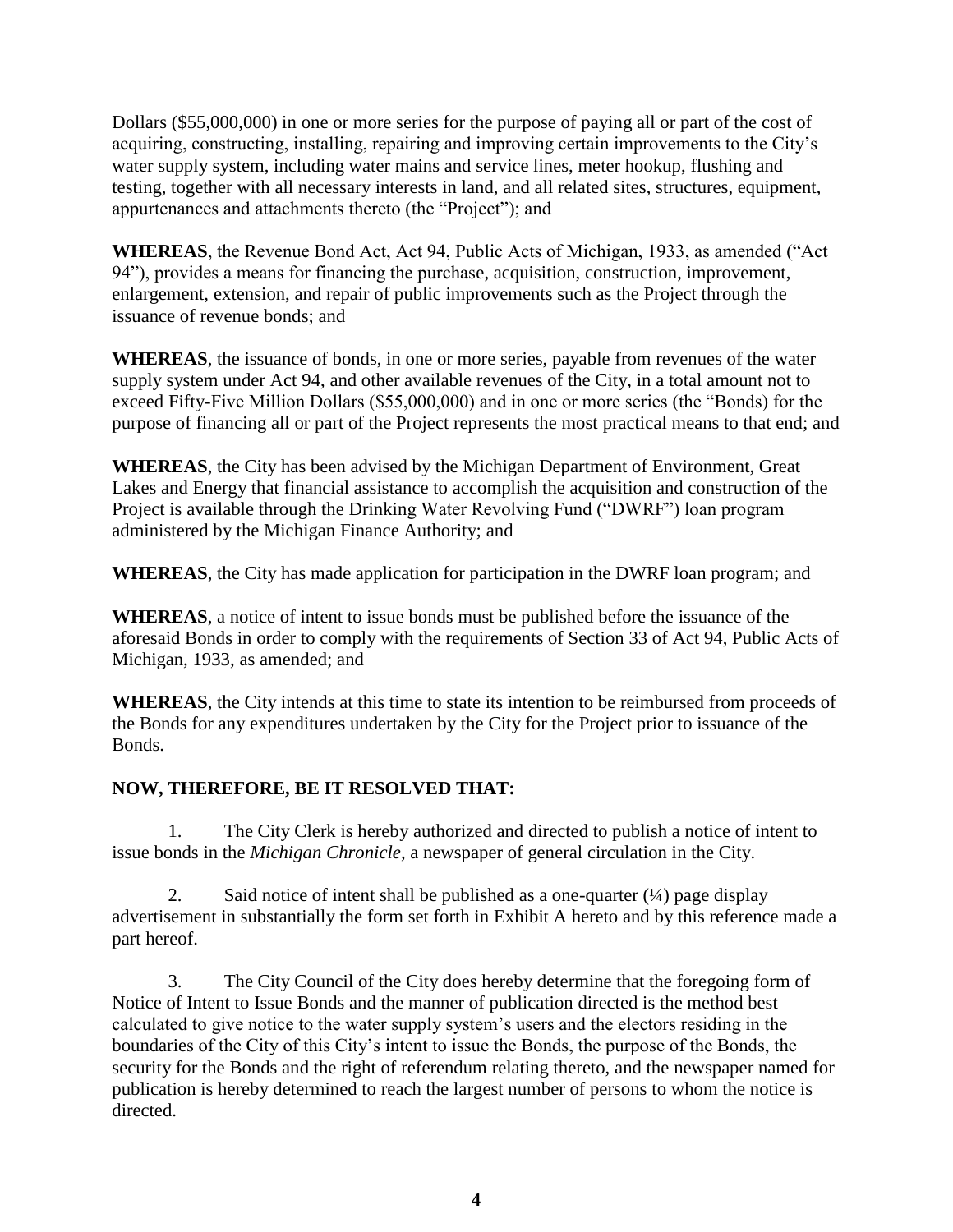Dollars ($55,000,000) in one or more series for the purpose of paying all or part of the cost of acquiring, constructing, installing, repairing and improving certain improvements to the City's water supply system, including water mains and service lines, meter hookup, flushing and testing, together with all necessary interests in land, and all related sites, structures, equipment, appurtenances and attachments thereto (the "Project"); and

**WHEREAS**, the Revenue Bond Act, Act 94, Public Acts of Michigan, 1933, as amended ("Act 94"), provides a means for financing the purchase, acquisition, construction, improvement, enlargement, extension, and repair of public improvements such as the Project through the issuance of revenue bonds; and

**WHEREAS**, the issuance of bonds, in one or more series, payable from revenues of the water supply system under Act 94, and other available revenues of the City, in a total amount not to exceed Fifty-Five Million Dollars ($55,000,000) and in one or more series (the "Bonds) for the purpose of financing all or part of the Project represents the most practical means to that end; and

**WHEREAS**, the City has been advised by the Michigan Department of Environment, Great Lakes and Energy that financial assistance to accomplish the acquisition and construction of the Project is available through the Drinking Water Revolving Fund ("DWRF") loan program administered by the Michigan Finance Authority; and

**WHEREAS**, the City has made application for participation in the DWRF loan program; and

**WHEREAS**, a notice of intent to issue bonds must be published before the issuance of the aforesaid Bonds in order to comply with the requirements of Section 33 of Act 94, Public Acts of Michigan, 1933, as amended; and

**WHEREAS**, the City intends at this time to state its intention to be reimbursed from proceeds of the Bonds for any expenditures undertaken by the City for the Project prior to issuance of the Bonds.

**NOW, THEREFORE, BE IT RESOLVED THAT:**

1. The City Clerk is hereby authorized and directed to publish a notice of intent to issue bonds in the *Michigan Chronicle*, a newspaper of general circulation in the City.

2. Said notice of intent shall be published as a one-quarter (¼) page display advertisement in substantially the form set forth in Exhibit A hereto and by this reference made a part hereof.

3. The City Council of the City does hereby determine that the foregoing form of Notice of Intent to Issue Bonds and the manner of publication directed is the method best calculated to give notice to the water supply system's users and the electors residing in the boundaries of the City of this City's intent to issue the Bonds, the purpose of the Bonds, the security for the Bonds and the right of referendum relating thereto, and the newspaper named for publication is hereby determined to reach the largest number of persons to whom the notice is directed.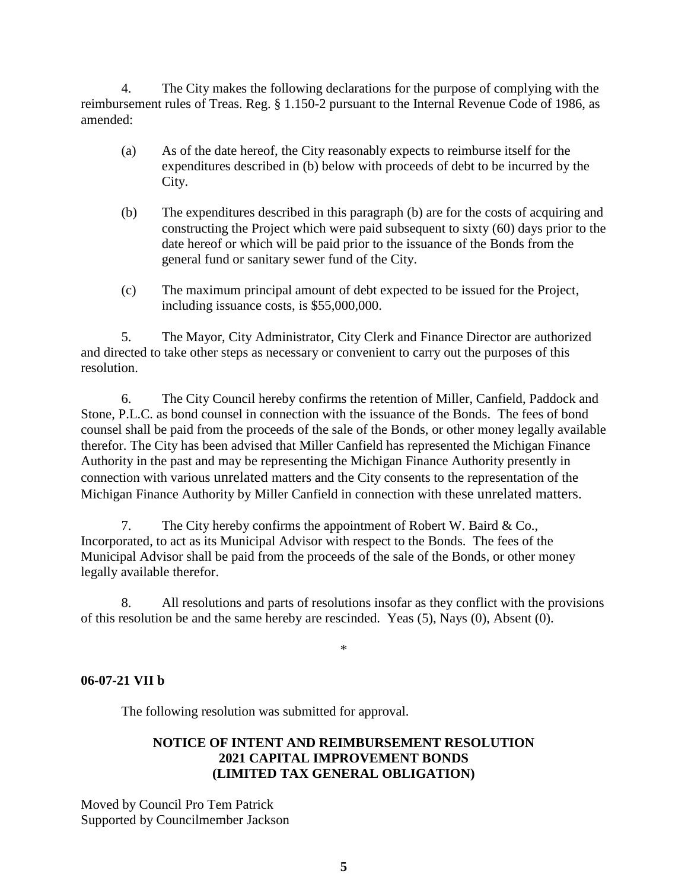4. The City makes the following declarations for the purpose of complying with the reimbursement rules of Treas. Reg. § 1.150-2 pursuant to the Internal Revenue Code of 1986, as amended:

(a) As of the date hereof, the City reasonably expects to reimburse itself for the expenditures described in (b) below with proceeds of debt to be incurred by the City.

(b) The expenditures described in this paragraph (b) are for the costs of acquiring and constructing the Project which were paid subsequent to sixty (60) days prior to the date hereof or which will be paid prior to the issuance of the Bonds from the general fund or sanitary sewer fund of the City.

(c) The maximum principal amount of debt expected to be issued for the Project, including issuance costs, is $55,000,000.

5. The Mayor, City Administrator, City Clerk and Finance Director are authorized and directed to take other steps as necessary or convenient to carry out the purposes of this resolution.

6. The City Council hereby confirms the retention of Miller, Canfield, Paddock and Stone, P.L.C. as bond counsel in connection with the issuance of the Bonds. The fees of bond counsel shall be paid from the proceeds of the sale of the Bonds, or other money legally available therefor. The City has been advised that Miller Canfield has represented the Michigan Finance Authority in the past and may be representing the Michigan Finance Authority presently in connection with various unrelated matters and the City consents to the representation of the Michigan Finance Authority by Miller Canfield in connection with these unrelated matters.

7. The City hereby confirms the appointment of Robert W. Baird & Co., Incorporated, to act as its Municipal Advisor with respect to the Bonds. The fees of the Municipal Advisor shall be paid from the proceeds of the sale of the Bonds, or other money legally available therefor.

8. All resolutions and parts of resolutions insofar as they conflict with the provisions of this resolution be and the same hereby are rescinded. Yeas (5), Nays (0), Absent (0).

*

**06-07-21 VII b**

The following resolution was submitted for approval.

**NOTICE OF INTENT AND REIMBURSEMENT RESOLUTION**
**2021 CAPITAL IMPROVEMENT BONDS**
**(LIMITED TAX GENERAL OBLIGATION)**

Moved by Council Pro Tem Patrick
Supported by Councilmember Jackson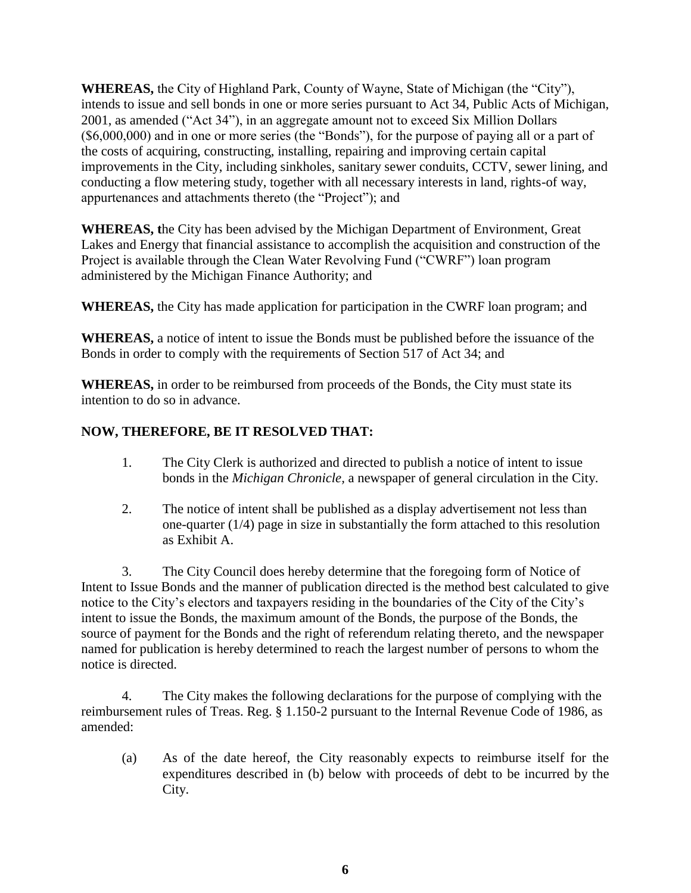**WHEREAS,** the City of Highland Park, County of Wayne, State of Michigan (the "City"), intends to issue and sell bonds in one or more series pursuant to Act 34, Public Acts of Michigan, 2001, as amended ("Act 34"), in an aggregate amount not to exceed Six Million Dollars ($6,000,000) and in one or more series (the "Bonds"), for the purpose of paying all or a part of the costs of acquiring, constructing, installing, repairing and improving certain capital improvements in the City, including sinkholes, sanitary sewer conduits, CCTV, sewer lining, and conducting a flow metering study, together with all necessary interests in land, rights-of way, appurtenances and attachments thereto (the "Project"); and

**WHEREAS, t**he City has been advised by the Michigan Department of Environment, Great Lakes and Energy that financial assistance to accomplish the acquisition and construction of the Project is available through the Clean Water Revolving Fund ("CWRF") loan program administered by the Michigan Finance Authority; and

**WHEREAS,** the City has made application for participation in the CWRF loan program; and

**WHEREAS,** a notice of intent to issue the Bonds must be published before the issuance of the Bonds in order to comply with the requirements of Section 517 of Act 34; and

**WHEREAS,** in order to be reimbursed from proceeds of the Bonds, the City must state its intention to do so in advance.

**NOW, THEREFORE, BE IT RESOLVED THAT:**

1. The City Clerk is authorized and directed to publish a notice of intent to issue bonds in the *Michigan Chronicle*, a newspaper of general circulation in the City.

2. The notice of intent shall be published as a display advertisement not less than one-quarter (1/4) page in size in substantially the form attached to this resolution as Exhibit A.

3. The City Council does hereby determine that the foregoing form of Notice of Intent to Issue Bonds and the manner of publication directed is the method best calculated to give notice to the City's electors and taxpayers residing in the boundaries of the City of the City's intent to issue the Bonds, the maximum amount of the Bonds, the purpose of the Bonds, the source of payment for the Bonds and the right of referendum relating thereto, and the newspaper named for publication is hereby determined to reach the largest number of persons to whom the notice is directed.

4. The City makes the following declarations for the purpose of complying with the reimbursement rules of Treas. Reg. § 1.150-2 pursuant to the Internal Revenue Code of 1986, as amended:

   (a) As of the date hereof, the City reasonably expects to reimburse itself for the expenditures described in (b) below with proceeds of debt to be incurred by the City.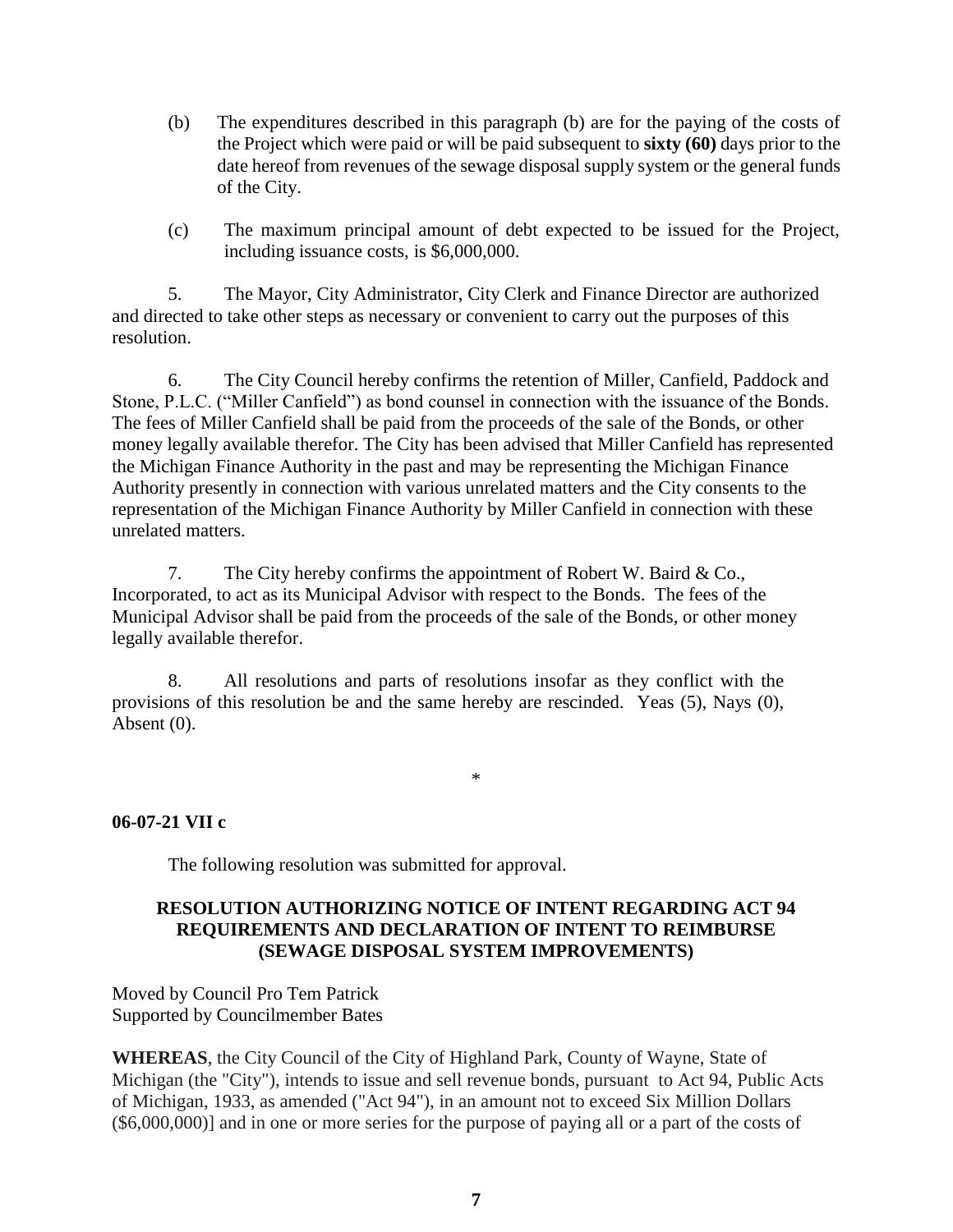(b) The expenditures described in this paragraph (b) are for the paying of the costs of the Project which were paid or will be paid subsequent to **sixty (60)** days prior to the date hereof from revenues of the sewage disposal supply system or the general funds of the City.

(c) The maximum principal amount of debt expected to be issued for the Project, including issuance costs, is $6,000,000.

5. The Mayor, City Administrator, City Clerk and Finance Director are authorized and directed to take other steps as necessary or convenient to carry out the purposes of this resolution.

6. The City Council hereby confirms the retention of Miller, Canfield, Paddock and Stone, P.L.C. ("Miller Canfield") as bond counsel in connection with the issuance of the Bonds. The fees of Miller Canfield shall be paid from the proceeds of the sale of the Bonds, or other money legally available therefor. The City has been advised that Miller Canfield has represented the Michigan Finance Authority in the past and may be representing the Michigan Finance Authority presently in connection with various unrelated matters and the City consents to the representation of the Michigan Finance Authority by Miller Canfield in connection with these unrelated matters.

7. The City hereby confirms the appointment of Robert W. Baird & Co., Incorporated, to act as its Municipal Advisor with respect to the Bonds. The fees of the Municipal Advisor shall be paid from the proceeds of the sale of the Bonds, or other money legally available therefor.

8. All resolutions and parts of resolutions insofar as they conflict with the provisions of this resolution be and the same hereby are rescinded. Yeas (5), Nays (0), Absent (0).

*

**06-07-21 VII c**

The following resolution was submitted for approval.

**RESOLUTION AUTHORIZING NOTICE OF INTENT REGARDING ACT 94 REQUIREMENTS AND DECLARATION OF INTENT TO REIMBURSE (SEWAGE DISPOSAL SYSTEM IMPROVEMENTS)**

Moved by Council Pro Tem Patrick
Supported by Councilmember Bates

**WHEREAS**, the City Council of the City of Highland Park, County of Wayne, State of Michigan (the "City"), intends to issue and sell revenue bonds, pursuant to Act 94, Public Acts of Michigan, 1933, as amended ("Act 94"), in an amount not to exceed Six Million Dollars ($6,000,000)] and in one or more series for the purpose of paying all or a part of the costs of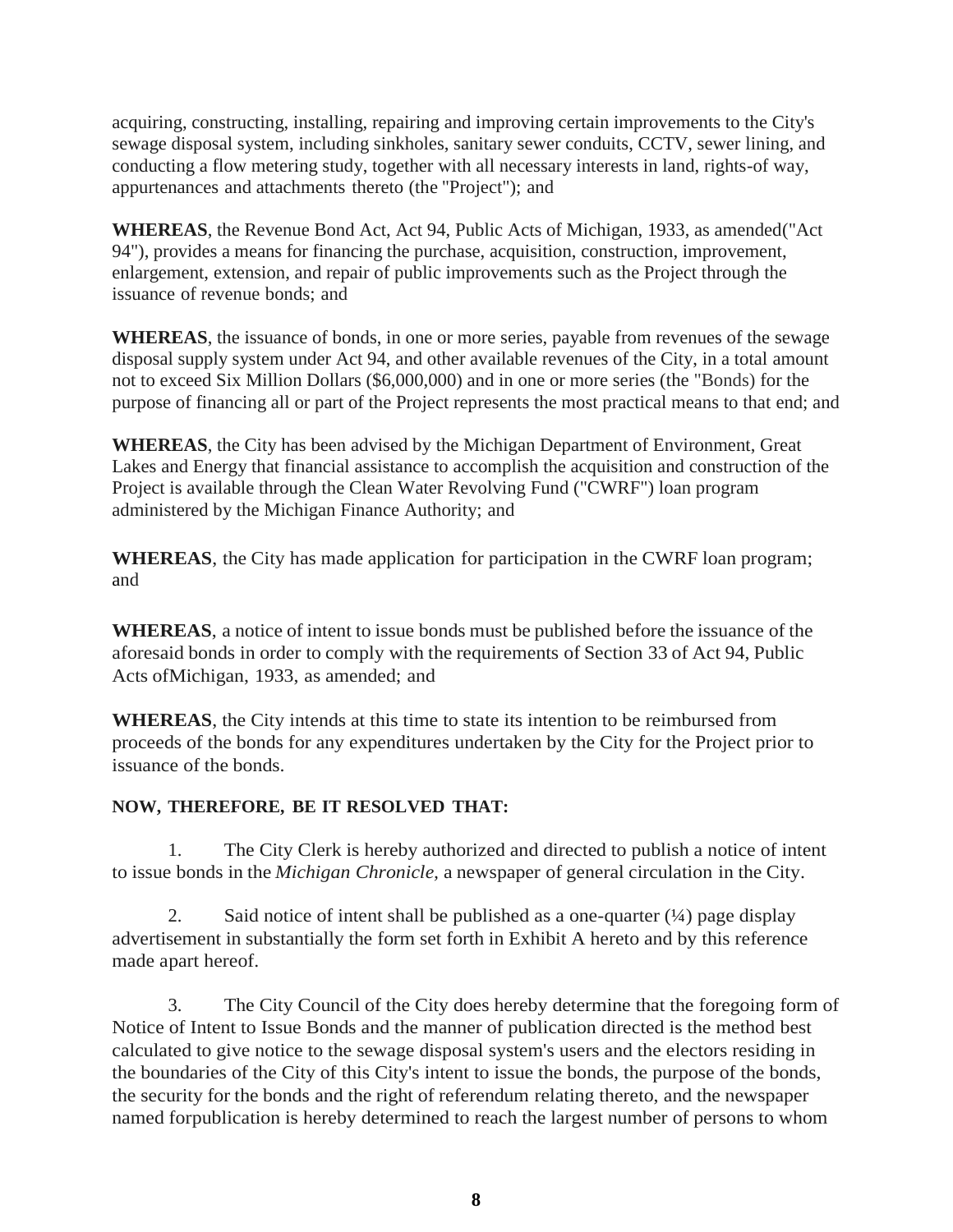acquiring, constructing, installing, repairing and improving certain improvements to the City's sewage disposal system, including sinkholes, sanitary sewer conduits, CCTV, sewer lining, and conducting a flow metering study, together with all necessary interests in land, rights-of way, appurtenances and attachments thereto (the "Project"); and

**WHEREAS**, the Revenue Bond Act, Act 94, Public Acts of Michigan, 1933, as amended("Act 94"), provides a means for financing the purchase, acquisition, construction, improvement, enlargement, extension, and repair of public improvements such as the Project through the issuance of revenue bonds; and

**WHEREAS**, the issuance of bonds, in one or more series, payable from revenues of the sewage disposal supply system under Act 94, and other available revenues of the City, in a total amount not to exceed Six Million Dollars ($6,000,000) and in one or more series (the "Bonds) for the purpose of financing all or part of the Project represents the most practical means to that end; and

**WHEREAS**, the City has been advised by the Michigan Department of Environment, Great Lakes and Energy that financial assistance to accomplish the acquisition and construction of the Project is available through the Clean Water Revolving Fund ("CWRF") loan program administered by the Michigan Finance Authority; and

**WHEREAS**, the City has made application for participation in the CWRF loan program; and

**WHEREAS**, a notice of intent to issue bonds must be published before the issuance of the aforesaid bonds in order to comply with the requirements of Section 33 of Act 94, Public Acts ofMichigan, 1933, as amended; and

**WHEREAS**, the City intends at this time to state its intention to be reimbursed from proceeds of the bonds for any expenditures undertaken by the City for the Project prior to issuance of the bonds.

**NOW, THEREFORE, BE IT RESOLVED THAT:**

1. The City Clerk is hereby authorized and directed to publish a notice of intent to issue bonds in the *Michigan Chronicle,* a newspaper of general circulation in the City.

2. Said notice of intent shall be published as a one-quarter (¼) page display advertisement in substantially the form set forth in Exhibit A hereto and by this reference made apart hereof.

3. The City Council of the City does hereby determine that the foregoing form of Notice of Intent to Issue Bonds and the manner of publication directed is the method best calculated to give notice to the sewage disposal system's users and the electors residing in the boundaries of the City of this City's intent to issue the bonds, the purpose of the bonds, the security for the bonds and the right of referendum relating thereto, and the newspaper named forpublication is hereby determined to reach the largest number of persons to whom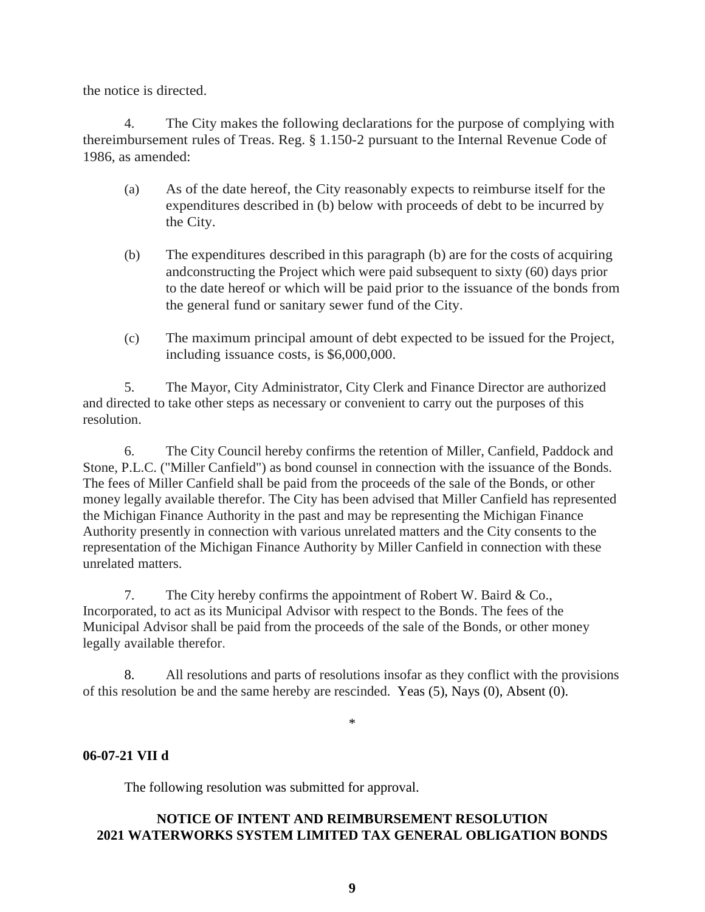the notice is directed.

4. The City makes the following declarations for the purpose of complying with thereimbursement rules of Treas. Reg. § 1.150-2 pursuant to the Internal Revenue Code of 1986, as amended:

(a) As of the date hereof, the City reasonably expects to reimburse itself for the expenditures described in (b) below with proceeds of debt to be incurred by the City.

(b) The expenditures described in this paragraph (b) are for the costs of acquiring andconstructing the Project which were paid subsequent to sixty (60) days prior to the date hereof or which will be paid prior to the issuance of the bonds from the general fund or sanitary sewer fund of the City.

(c) The maximum principal amount of debt expected to be issued for the Project, including issuance costs, is $6,000,000.

5. The Mayor, City Administrator, City Clerk and Finance Director are authorized and directed to take other steps as necessary or convenient to carry out the purposes of this resolution.

6. The City Council hereby confirms the retention of Miller, Canfield, Paddock and Stone, P.L.C. ("Miller Canfield") as bond counsel in connection with the issuance of the Bonds. The fees of Miller Canfield shall be paid from the proceeds of the sale of the Bonds, or other money legally available therefor. The City has been advised that Miller Canfield has represented the Michigan Finance Authority in the past and may be representing the Michigan Finance Authority presently in connection with various unrelated matters and the City consents to the representation of the Michigan Finance Authority by Miller Canfield in connection with these unrelated matters.

7. The City hereby confirms the appointment of Robert W. Baird & Co., Incorporated, to act as its Municipal Advisor with respect to the Bonds. The fees of the Municipal Advisor shall be paid from the proceeds of the sale of the Bonds, or other money legally available therefor.

8. All resolutions and parts of resolutions insofar as they conflict with the provisions of this resolution be and the same hereby are rescinded. Yeas (5), Nays (0), Absent (0).

*

**06-07-21 VII d**

The following resolution was submitted for approval.

**NOTICE OF INTENT AND REIMBURSEMENT RESOLUTION**
**2021 WATERWORKS SYSTEM LIMITED TAX GENERAL OBLIGATION BONDS**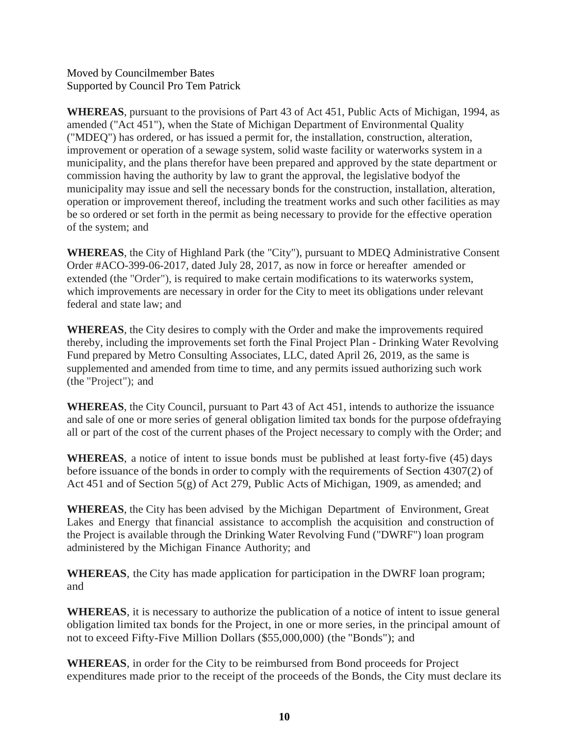Moved by Councilmember Bates
Supported by Council Pro Tem Patrick

**WHEREAS**, pursuant to the provisions of Part 43 of Act 451, Public Acts of Michigan, 1994, as amended ("Act 451"), when the State of Michigan Department of Environmental Quality ("MDEQ") has ordered, or has issued a permit for, the installation, construction, alteration, improvement or operation of a sewage system, solid waste facility or waterworks system in a municipality, and the plans therefor have been prepared and approved by the state department or commission having the authority by law to grant the approval, the legislative bodyof the municipality may issue and sell the necessary bonds for the construction, installation, alteration, operation or improvement thereof, including the treatment works and such other facilities as may be so ordered or set forth in the permit as being necessary to provide for the effective operation of the system; and

**WHEREAS**, the City of Highland Park (the "City"), pursuant to MDEQ Administrative Consent Order #ACO-399-06-2017, dated July 28, 2017, as now in force or hereafter amended or extended (the "Order"), is required to make certain modifications to its waterworks system, which improvements are necessary in order for the City to meet its obligations under relevant federal and state law; and

**WHEREAS**, the City desires to comply with the Order and make the improvements required thereby, including the improvements set forth the Final Project Plan - Drinking Water Revolving Fund prepared by Metro Consulting Associates, LLC, dated April 26, 2019, as the same is supplemented and amended from time to time, and any permits issued authorizing such work (the "Project"); and

**WHEREAS**, the City Council, pursuant to Part 43 of Act 451, intends to authorize the issuance and sale of one or more series of general obligation limited tax bonds for the purpose ofdefraying all or part of the cost of the current phases of the Project necessary to comply with the Order; and

**WHEREAS**, a notice of intent to issue bonds must be published at least forty-five (45) days before issuance of the bonds in order to comply with the requirements of Section 4307(2) of Act 451 and of Section 5(g) of Act 279, Public Acts of Michigan, 1909, as amended; and

**WHEREAS**, the City has been advised by the Michigan Department of Environment, Great Lakes and Energy that financial assistance to accomplish the acquisition and construction of the Project is available through the Drinking Water Revolving Fund ("DWRF") loan program administered by the Michigan Finance Authority; and

**WHEREAS**, the City has made application for participation in the DWRF loan program; and

**WHEREAS**, it is necessary to authorize the publication of a notice of intent to issue general obligation limited tax bonds for the Project, in one or more series, in the principal amount of not to exceed Fifty-Five Million Dollars ($55,000,000) (the "Bonds"); and

**WHEREAS**, in order for the City to be reimbursed from Bond proceeds for Project expenditures made prior to the receipt of the proceeds of the Bonds, the City must declare its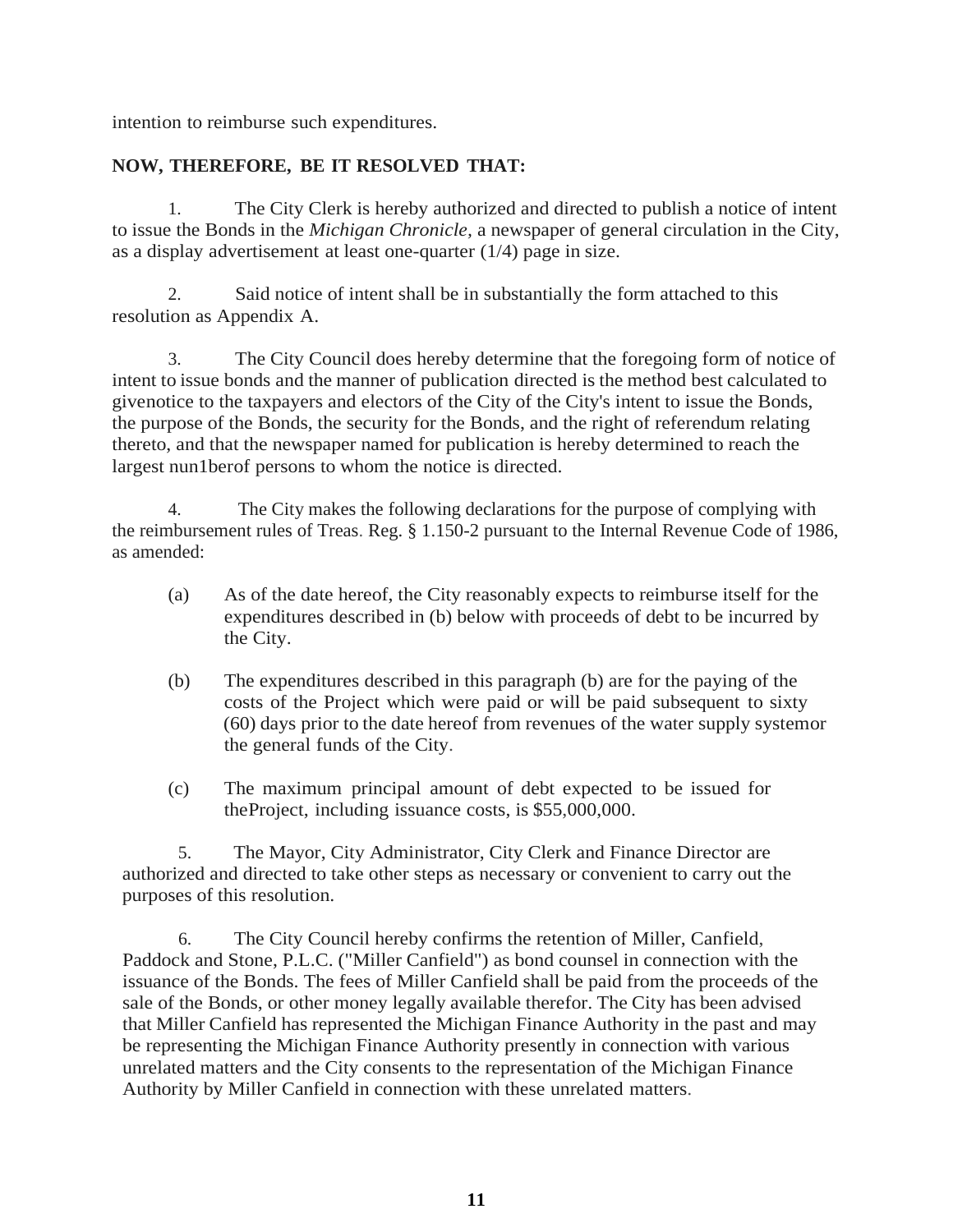intention to reimburse such expenditures.

**NOW, THEREFORE, BE IT RESOLVED THAT:**

1. The City Clerk is hereby authorized and directed to publish a notice of intent to issue the Bonds in the *Michigan Chronicle*, a newspaper of general circulation in the City, as a display advertisement at least one-quarter (1/4) page in size.

2. Said notice of intent shall be in substantially the form attached to this resolution as Appendix A.

3. The City Council does hereby determine that the foregoing form of notice of intent to issue bonds and the manner of publication directed is the method best calculated to givenotice to the taxpayers and electors of the City of the City's intent to issue the Bonds, the purpose of the Bonds, the security for the Bonds, and the right of referendum relating thereto, and that the newspaper named for publication is hereby determined to reach the largest nun1berof persons to whom the notice is directed.

4. The City makes the following declarations for the purpose of complying with the reimbursement rules of Treas. Reg. § 1.150-2 pursuant to the Internal Revenue Code of 1986, as amended:

   (a) As of the date hereof, the City reasonably expects to reimburse itself for the expenditures described in (b) below with proceeds of debt to be incurred by the City.

   (b) The expenditures described in this paragraph (b) are for the paying of the costs of the Project which were paid or will be paid subsequent to sixty (60) days prior to the date hereof from revenues of the water supply systemor the general funds of the City.

   (c) The maximum principal amount of debt expected to be issued for theProject, including issuance costs, is $55,000,000.

5. The Mayor, City Administrator, City Clerk and Finance Director are authorized and directed to take other steps as necessary or convenient to carry out the purposes of this resolution.

6. The City Council hereby confirms the retention of Miller, Canfield, Paddock and Stone, P.L.C. ("Miller Canfield") as bond counsel in connection with the issuance of the Bonds. The fees of Miller Canfield shall be paid from the proceeds of the sale of the Bonds, or other money legally available therefor. The City has been advised that Miller Canfield has represented the Michigan Finance Authority in the past and may be representing the Michigan Finance Authority presently in connection with various unrelated matters and the City consents to the representation of the Michigan Finance Authority by Miller Canfield in connection with these unrelated matters.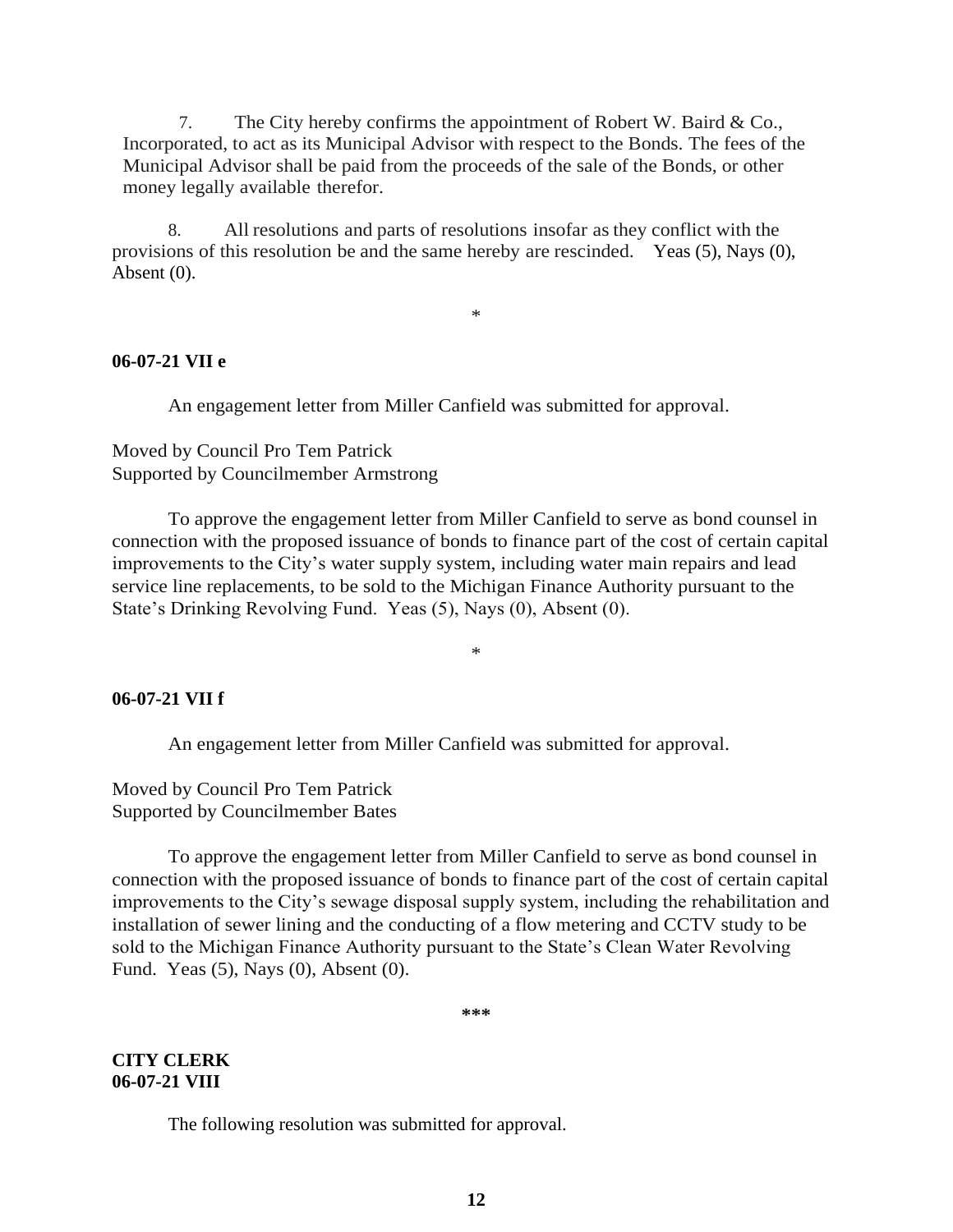7. The City hereby confirms the appointment of Robert W. Baird & Co., Incorporated, to act as its Municipal Advisor with respect to the Bonds. The fees of the Municipal Advisor shall be paid from the proceeds of the sale of the Bonds, or other money legally available therefor.

8. All resolutions and parts of resolutions insofar as they conflict with the provisions of this resolution be and the same hereby are rescinded. Yeas (5), Nays (0), Absent (0).

*

**06-07-21 VII e**

An engagement letter from Miller Canfield was submitted for approval.

Moved by Council Pro Tem Patrick
Supported by Councilmember Armstrong

To approve the engagement letter from Miller Canfield to serve as bond counsel in connection with the proposed issuance of bonds to finance part of the cost of certain capital improvements to the City's water supply system, including water main repairs and lead service line replacements, to be sold to the Michigan Finance Authority pursuant to the State's Drinking Revolving Fund. Yeas (5), Nays (0), Absent (0).

*

**06-07-21 VII f**

An engagement letter from Miller Canfield was submitted for approval.

Moved by Council Pro Tem Patrick
Supported by Councilmember Bates

To approve the engagement letter from Miller Canfield to serve as bond counsel in connection with the proposed issuance of bonds to finance part of the cost of certain capital improvements to the City's sewage disposal supply system, including the rehabilitation and installation of sewer lining and the conducting of a flow metering and CCTV study to be sold to the Michigan Finance Authority pursuant to the State's Clean Water Revolving Fund. Yeas (5), Nays (0), Absent (0).

***

**CITY CLERK**
**06-07-21 VIII**

The following resolution was submitted for approval.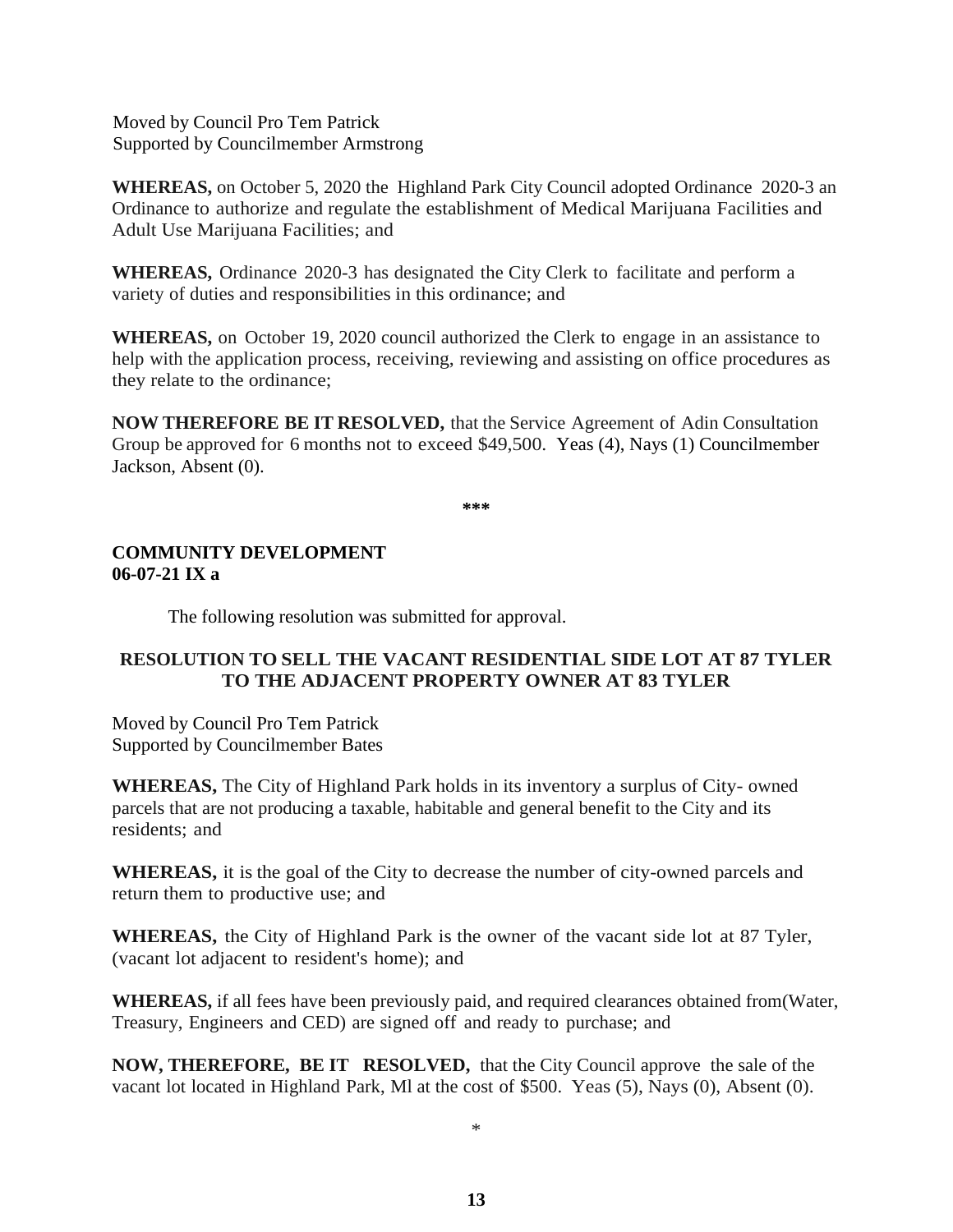Moved by Council Pro Tem Patrick
Supported by Councilmember Armstrong

**WHEREAS,** on October 5, 2020 the Highland Park City Council adopted Ordinance 2020-3 an Ordinance to authorize and regulate the establishment of Medical Marijuana Facilities and Adult Use Marijuana Facilities; and

**WHEREAS,** Ordinance 2020-3 has designated the City Clerk to facilitate and perform a variety of duties and responsibilities in this ordinance; and

**WHEREAS,** on October 19, 2020 council authorized the Clerk to engage in an assistance to help with the application process, receiving, reviewing and assisting on office procedures as they relate to the ordinance;

**NOW THEREFORE BE IT RESOLVED,** that the Service Agreement of Adin Consultation Group be approved for 6 months not to exceed $49,500. Yeas (4), Nays (1) Councilmember Jackson, Absent (0).

**\*\*\***

**COMMUNITY DEVELOPMENT**
**06-07-21 IX a**

The following resolution was submitted for approval.

**RESOLUTION TO SELL THE VACANT RESIDENTIAL SIDE LOT AT 87 TYLER TO THE ADJACENT PROPERTY OWNER AT 83 TYLER**

Moved by Council Pro Tem Patrick
Supported by Councilmember Bates

**WHEREAS,** The City of Highland Park holds in its inventory a surplus of City- owned parcels that are not producing a taxable, habitable and general benefit to the City and its residents; and

**WHEREAS,** it is the goal of the City to decrease the number of city-owned parcels and return them to productive use; and

**WHEREAS,** the City of Highland Park is the owner of the vacant side lot at 87 Tyler, (vacant lot adjacent to resident's home); and

**WHEREAS,** if all fees have been previously paid, and required clearances obtained from(Water, Treasury, Engineers and CED) are signed off and ready to purchase; and

**NOW, THEREFORE, BE IT RESOLVED,** that the City Council approve the sale of the vacant lot located in Highland Park, Ml at the cost of $500. Yeas (5), Nays (0), Absent (0).

*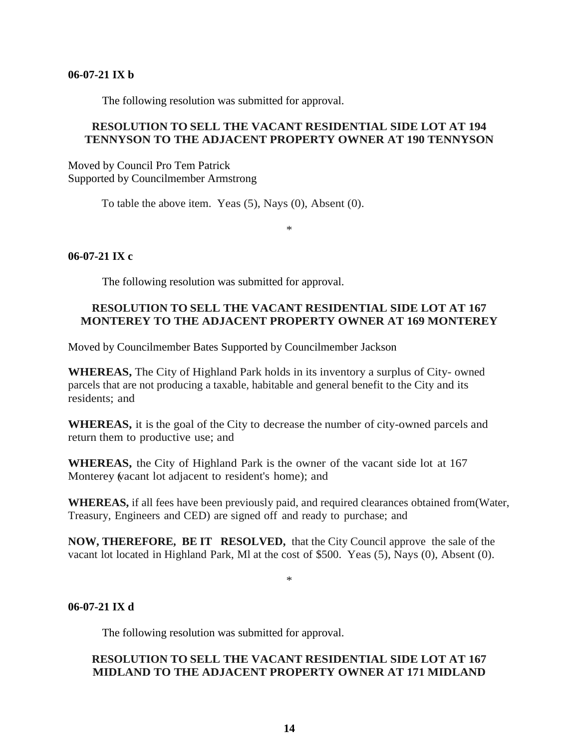**06-07-21 IX b**

The following resolution was submitted for approval.

**RESOLUTION TO SELL THE VACANT RESIDENTIAL SIDE LOT AT 194 TENNYSON TO THE ADJACENT PROPERTY OWNER AT 190 TENNYSON**

Moved by Council Pro Tem Patrick
Supported by Councilmember Armstrong

To table the above item. Yeas (5), Nays (0), Absent (0).

*

**06-07-21 IX c**

The following resolution was submitted for approval.

**RESOLUTION TO SELL THE VACANT RESIDENTIAL SIDE LOT AT 167 MONTEREY TO THE ADJACENT PROPERTY OWNER AT 169 MONTEREY**

Moved by Councilmember Bates Supported by Councilmember Jackson

**WHEREAS,** The City of Highland Park holds in its inventory a surplus of City- owned parcels that are not producing a taxable, habitable and general benefit to the City and its residents; and

**WHEREAS,** it is the goal of the City to decrease the number of city-owned parcels and return them to productive use; and

**WHEREAS,** the City of Highland Park is the owner of the vacant side lot at 167 Monterey (vacant lot adjacent to resident's home); and

**WHEREAS,** if all fees have been previously paid, and required clearances obtained from(Water, Treasury, Engineers and CED) are signed off and ready to purchase; and

**NOW, THEREFORE, BE IT RESOLVED,** that the City Council approve the sale of the vacant lot located in Highland Park, Ml at the cost of $500. Yeas (5), Nays (0), Absent (0).

*

**06-07-21 IX d**

The following resolution was submitted for approval.

**RESOLUTION TO SELL THE VACANT RESIDENTIAL SIDE LOT AT 167 MIDLAND TO THE ADJACENT PROPERTY OWNER AT 171 MIDLAND**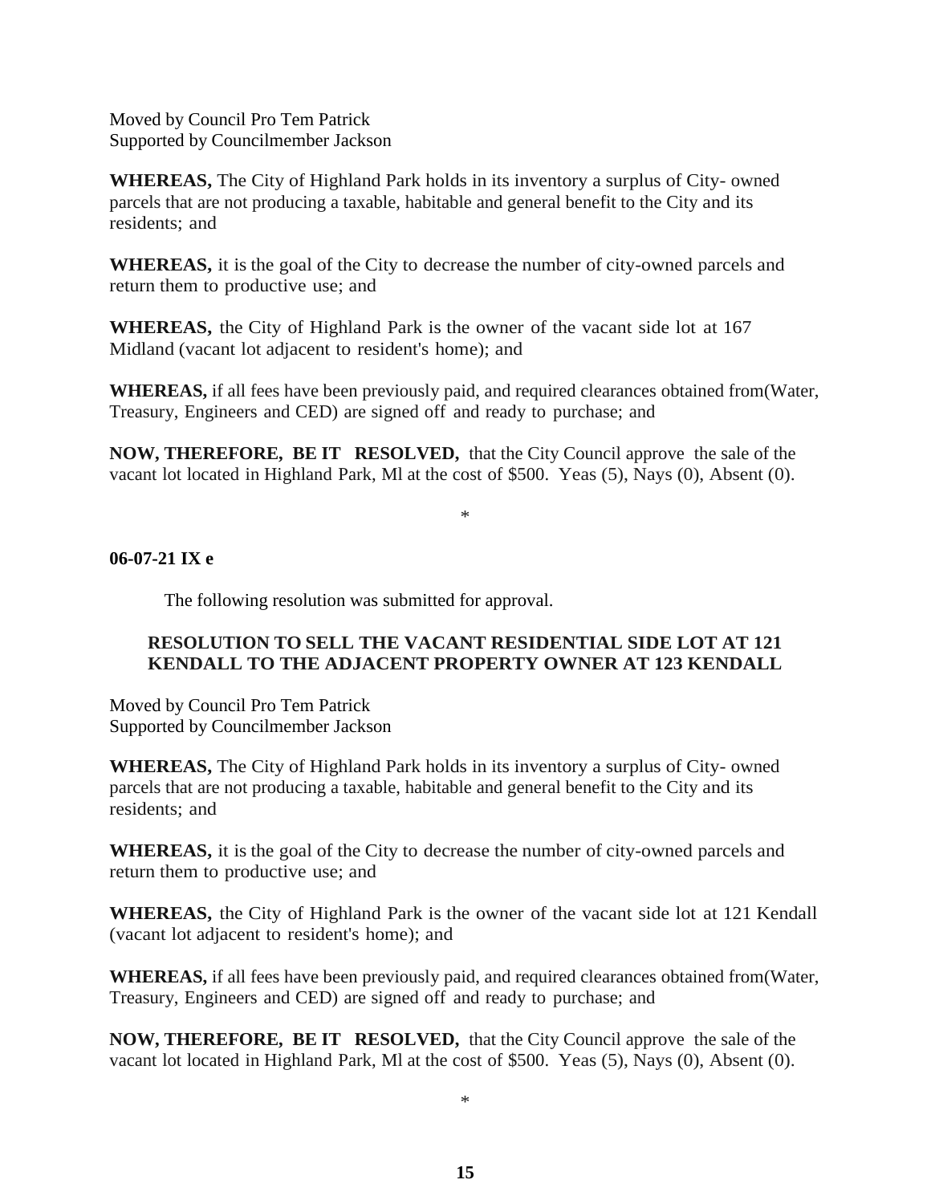Moved by Council Pro Tem Patrick
Supported by Councilmember Jackson

**WHEREAS,** The City of Highland Park holds in its inventory a surplus of City- owned parcels that are not producing a taxable, habitable and general benefit to the City and its residents; and

**WHEREAS,** it is the goal of the City to decrease the number of city-owned parcels and return them to productive use; and

**WHEREAS,** the City of Highland Park is the owner of the vacant side lot at 167 Midland (vacant lot adjacent to resident's home); and

**WHEREAS,** if all fees have been previously paid, and required clearances obtained from(Water, Treasury, Engineers and CED) are signed off and ready to purchase; and

**NOW, THEREFORE, BE IT RESOLVED,** that the City Council approve the sale of the vacant lot located in Highland Park, Ml at the cost of $500. Yeas (5), Nays (0), Absent (0).

*

**06-07-21 IX e**

The following resolution was submitted for approval.

**RESOLUTION TO SELL THE VACANT RESIDENTIAL SIDE LOT AT 121 KENDALL TO THE ADJACENT PROPERTY OWNER AT 123 KENDALL**

Moved by Council Pro Tem Patrick
Supported by Councilmember Jackson

**WHEREAS,** The City of Highland Park holds in its inventory a surplus of City- owned parcels that are not producing a taxable, habitable and general benefit to the City and its residents; and

**WHEREAS,** it is the goal of the City to decrease the number of city-owned parcels and return them to productive use; and

**WHEREAS,** the City of Highland Park is the owner of the vacant side lot at 121 Kendall (vacant lot adjacent to resident's home); and

**WHEREAS,** if all fees have been previously paid, and required clearances obtained from(Water, Treasury, Engineers and CED) are signed off and ready to purchase; and

**NOW, THEREFORE, BE IT RESOLVED,** that the City Council approve the sale of the vacant lot located in Highland Park, Ml at the cost of $500. Yeas (5), Nays (0), Absent (0).

*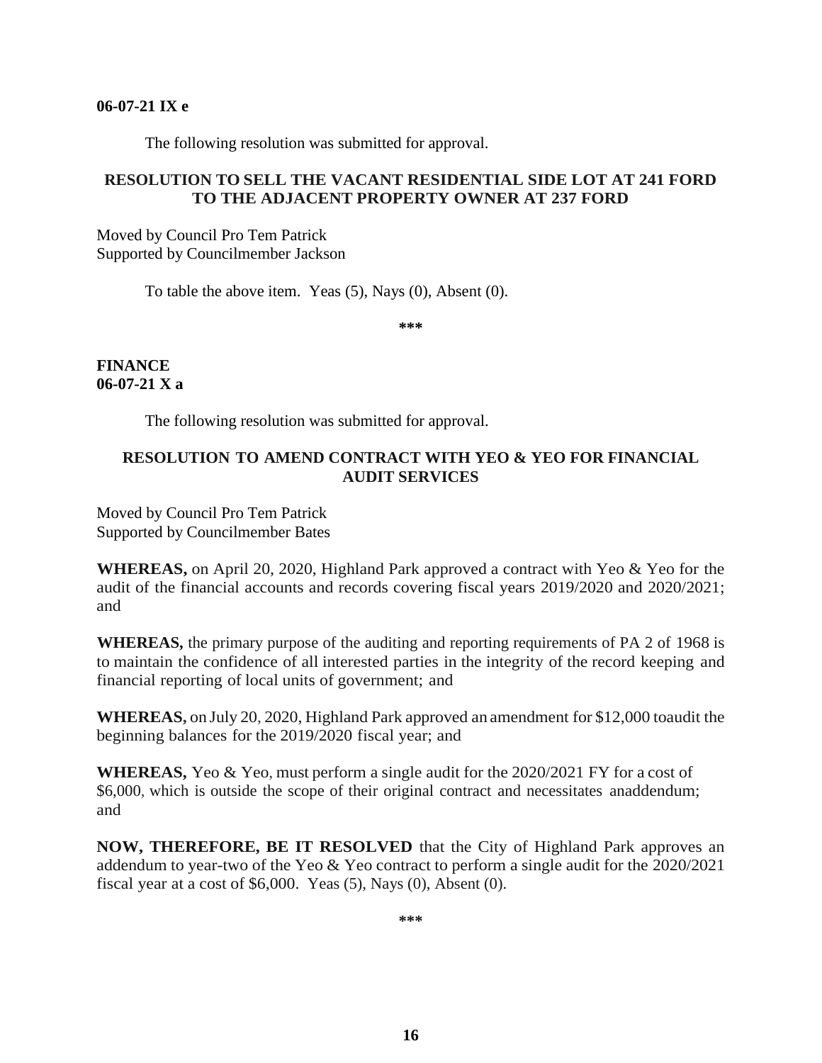**06-07-21 IX e**

The following resolution was submitted for approval.

**RESOLUTION TO SELL THE VACANT RESIDENTIAL SIDE LOT AT 241 FORD TO THE ADJACENT PROPERTY OWNER AT 237 FORD**

Moved by Council Pro Tem Patrick
Supported by Councilmember Jackson

To table the above item. Yeas (5), Nays (0), Absent (0).

***

**FINANCE**
**06-07-21 X a**

The following resolution was submitted for approval.

**RESOLUTION TO AMEND CONTRACT WITH YEO & YEO FOR FINANCIAL AUDIT SERVICES**

Moved by Council Pro Tem Patrick
Supported by Councilmember Bates

**WHEREAS,** on April 20, 2020, Highland Park approved a contract with Yeo & Yeo for the audit of the financial accounts and records covering fiscal years 2019/2020 and 2020/2021; and

**WHEREAS,** the primary purpose of the auditing and reporting requirements of PA 2 of 1968 is to maintain the confidence of all interested parties in the integrity of the record keeping and financial reporting of local units of government; and

**WHEREAS,** on July 20, 2020, Highland Park approved an amendment for $12,000 toaudit the beginning balances for the 2019/2020 fiscal year; and

**WHEREAS,** Yeo & Yeo, must perform a single audit for the 2020/2021 FY for a cost of $6,000, which is outside the scope of their original contract and necessitates anaddendum; and

**NOW, THEREFORE, BE IT RESOLVED** that the City of Highland Park approves an addendum to year-two of the Yeo & Yeo contract to perform a single audit for the 2020/2021 fiscal year at a cost of $6,000. Yeas (5), Nays (0), Absent (0).

***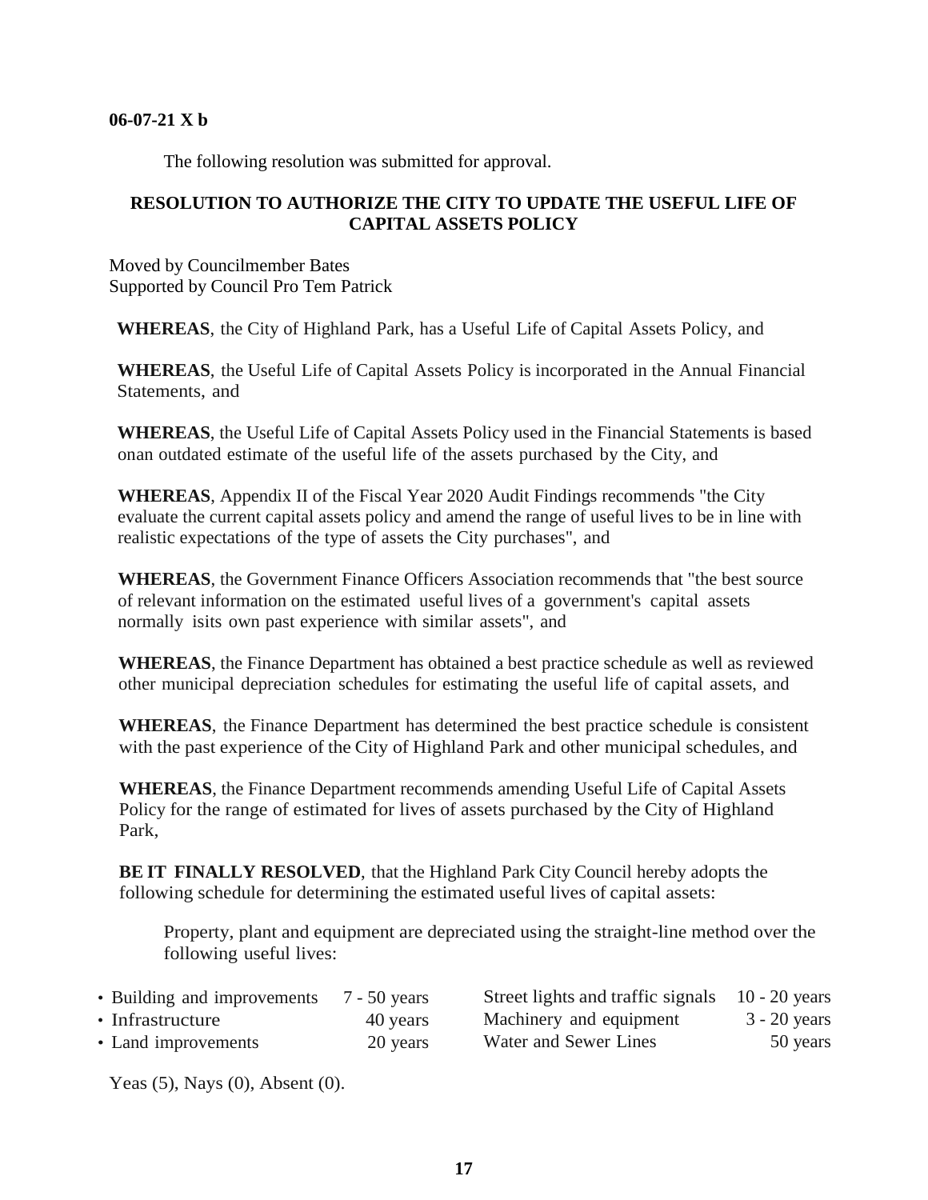**06-07-21 X b**

The following resolution was submitted for approval.

**RESOLUTION TO AUTHORIZE THE CITY TO UPDATE THE USEFUL LIFE OF CAPITAL ASSETS POLICY**

Moved by Councilmember Bates
Supported by Council Pro Tem Patrick

**WHEREAS**, the City of Highland Park, has a Useful Life of Capital Assets Policy, and

**WHEREAS**, the Useful Life of Capital Assets Policy is incorporated in the Annual Financial Statements, and

**WHEREAS**, the Useful Life of Capital Assets Policy used in the Financial Statements is based onan outdated estimate of the useful life of the assets purchased by the City, and

**WHEREAS**, Appendix II of the Fiscal Year 2020 Audit Findings recommends "the City evaluate the current capital assets policy and amend the range of useful lives to be in line with realistic expectations of the type of assets the City purchases", and

**WHEREAS**, the Government Finance Officers Association recommends that "the best source of relevant information on the estimated useful lives of a government's capital assets normally isits own past experience with similar assets", and

**WHEREAS**, the Finance Department has obtained a best practice schedule as well as reviewed other municipal depreciation schedules for estimating the useful life of capital assets, and

**WHEREAS**, the Finance Department has determined the best practice schedule is consistent with the past experience of the City of Highland Park and other municipal schedules, and

**WHEREAS**, the Finance Department recommends amending Useful Life of Capital Assets Policy for the range of estimated for lives of assets purchased by the City of Highland Park,

**BE IT FINALLY RESOLVED**, that the Highland Park City Council hereby adopts the following schedule for determining the estimated useful lives of capital assets:

Property, plant and equipment are depreciated using the straight-line method over the following useful lives:

- Building and improvements 7 - 50 years
- Infrastructure 40 years
- Land improvements 20 years

Street lights and traffic signals 10 - 20 years
Machinery and equipment 3 - 20 years
Water and Sewer Lines 50 years

Yeas (5), Nays (0), Absent (0).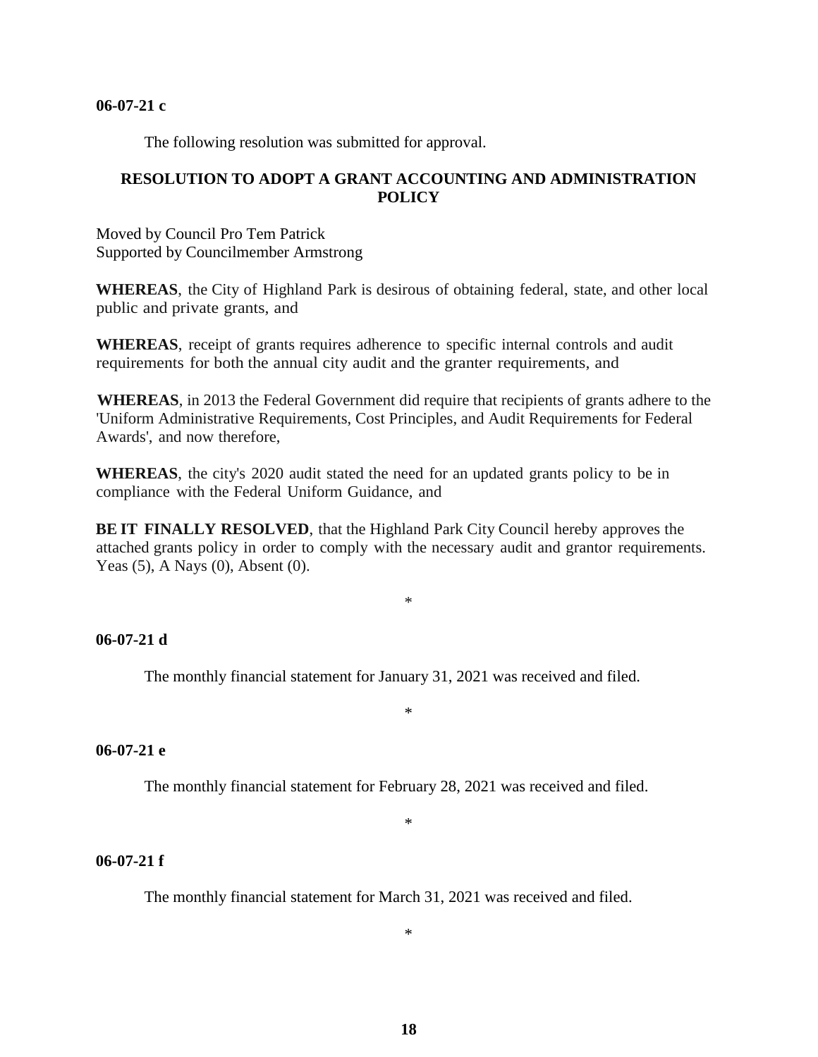**06-07-21 c**

The following resolution was submitted for approval.

**RESOLUTION TO ADOPT A GRANT ACCOUNTING AND ADMINISTRATION POLICY**

Moved by Council Pro Tem Patrick
Supported by Councilmember Armstrong

**WHEREAS**, the City of Highland Park is desirous of obtaining federal, state, and other local public and private grants, and

**WHEREAS**, receipt of grants requires adherence to specific internal controls and audit requirements for both the annual city audit and the granter requirements, and

**WHEREAS**, in 2013 the Federal Government did require that recipients of grants adhere to the 'Uniform Administrative Requirements, Cost Principles, and Audit Requirements for Federal Awards', and now therefore,

**WHEREAS**, the city's 2020 audit stated the need for an updated grants policy to be in compliance with the Federal Uniform Guidance, and

**BE IT FINALLY RESOLVED**, that the Highland Park City Council hereby approves the attached grants policy in order to comply with the necessary audit and grantor requirements. Yeas (5), A Nays (0), Absent (0).

*

**06-07-21 d**

The monthly financial statement for January 31, 2021 was received and filed.

*

**06-07-21 e**

The monthly financial statement for February 28, 2021 was received and filed.

*

**06-07-21 f**

The monthly financial statement for March 31, 2021 was received and filed.

*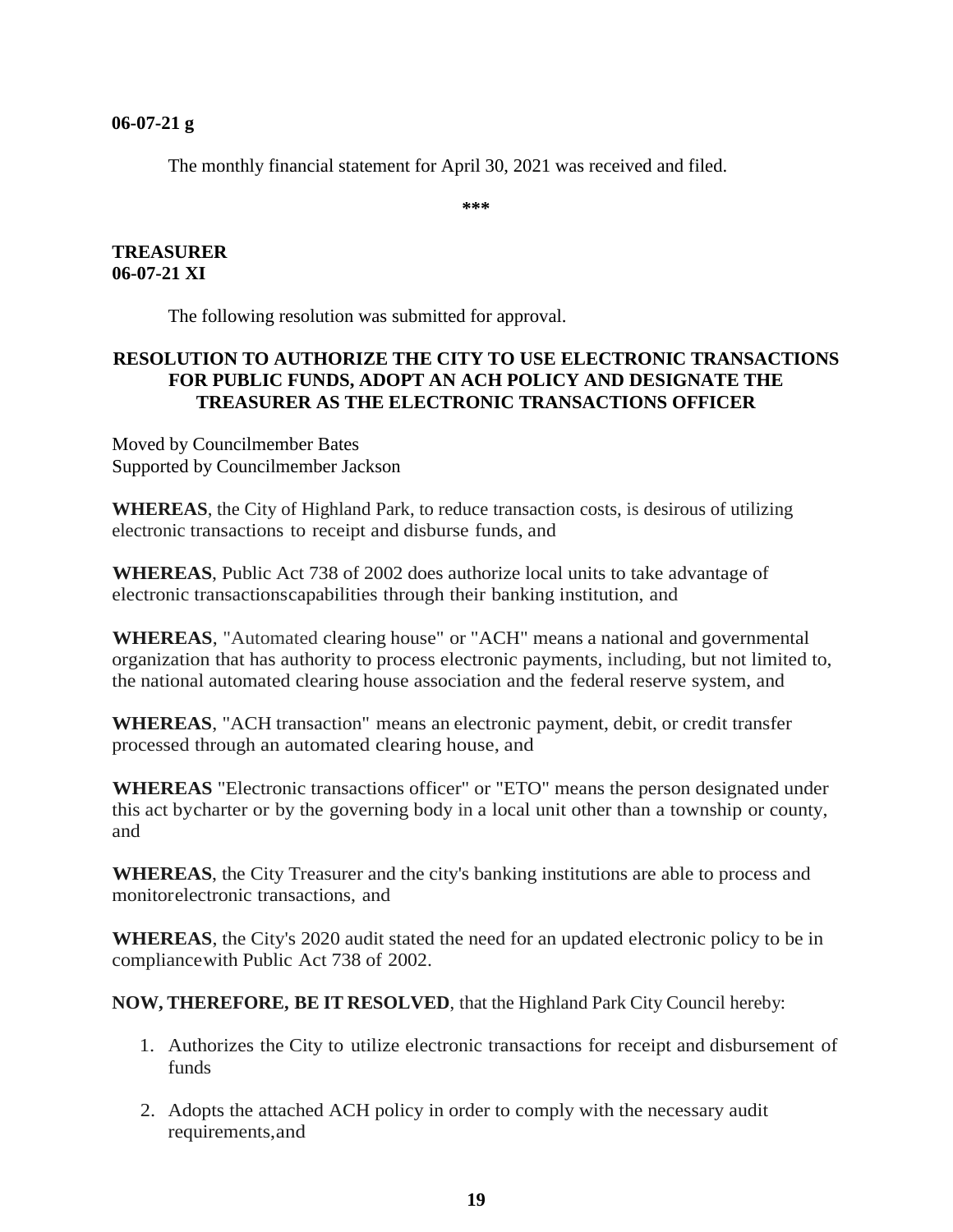**06-07-21 g**

The monthly financial statement for April 30, 2021 was received and filed.

\*\*\*

**TREASURER**
**06-07-21 XI**

The following resolution was submitted for approval.

**RESOLUTION TO AUTHORIZE THE CITY TO USE ELECTRONIC TRANSACTIONS FOR PUBLIC FUNDS, ADOPT AN ACH POLICY AND DESIGNATE THE TREASURER AS THE ELECTRONIC TRANSACTIONS OFFICER**

Moved by Councilmember Bates
Supported by Councilmember Jackson

**WHEREAS**, the City of Highland Park, to reduce transaction costs, is desirous of utilizing electronic transactions to receipt and disburse funds, and

**WHEREAS**, Public Act 738 of 2002 does authorize local units to take advantage of electronic transactionscapabilities through their banking institution, and

**WHEREAS**, "Automated clearing house" or "ACH" means a national and governmental organization that has authority to process electronic payments, including, but not limited to, the national automated clearing house association and the federal reserve system, and

**WHEREAS**, "ACH transaction" means an electronic payment, debit, or credit transfer processed through an automated clearing house, and

**WHEREAS** "Electronic transactions officer" or "ETO" means the person designated under this act bycharter or by the governing body in a local unit other than a township or county, and

**WHEREAS**, the City Treasurer and the city's banking institutions are able to process and monitorelectronic transactions, and

**WHEREAS**, the City's 2020 audit stated the need for an updated electronic policy to be in compliancewith Public Act 738 of 2002.

**NOW, THEREFORE, BE IT RESOLVED**, that the Highland Park City Council hereby:

1. Authorizes the City to utilize electronic transactions for receipt and disbursement of funds
2. Adopts the attached ACH policy in order to comply with the necessary audit requirements,and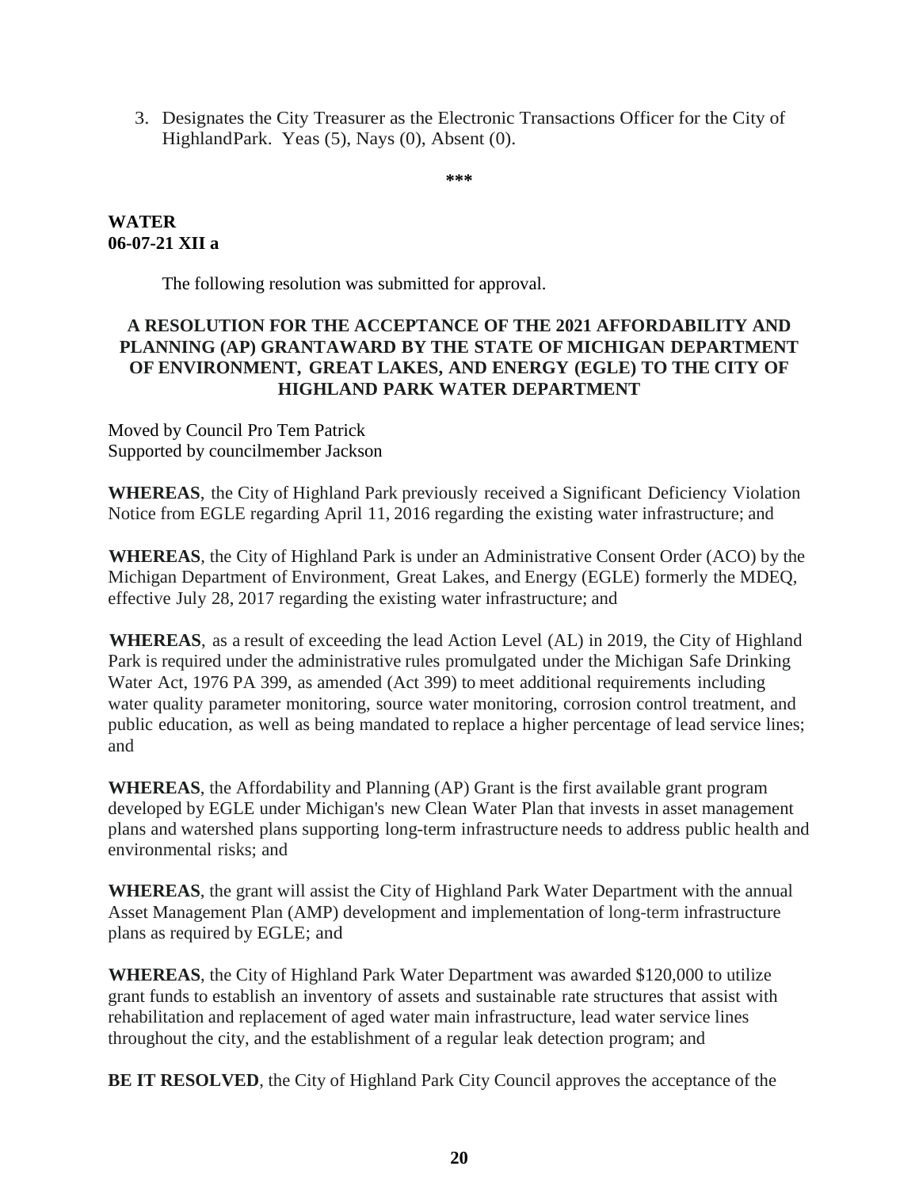3. Designates the City Treasurer as the Electronic Transactions Officer for the City of HighlandPark. Yeas (5), Nays (0), Absent (0).

***

**WATER**
**06-07-21 XII a**

The following resolution was submitted for approval.

**A RESOLUTION FOR THE ACCEPTANCE OF THE 2021 AFFORDABILITY AND PLANNING (AP) GRANTAWARD BY THE STATE OF MICHIGAN DEPARTMENT OF ENVIRONMENT, GREAT LAKES, AND ENERGY (EGLE) TO THE CITY OF HIGHLAND PARK WATER DEPARTMENT**

Moved by Council Pro Tem Patrick
Supported by councilmember Jackson

**WHEREAS**, the City of Highland Park previously received a Significant Deficiency Violation Notice from EGLE regarding April 11, 2016 regarding the existing water infrastructure; and

**WHEREAS**, the City of Highland Park is under an Administrative Consent Order (ACO) by the Michigan Department of Environment, Great Lakes, and Energy (EGLE) formerly the MDEQ, effective July 28, 2017 regarding the existing water infrastructure; and

**WHEREAS**, as a result of exceeding the lead Action Level (AL) in 2019, the City of Highland Park is required under the administrative rules promulgated under the Michigan Safe Drinking Water Act, 1976 PA 399, as amended (Act 399) to meet additional requirements including water quality parameter monitoring, source water monitoring, corrosion control treatment, and public education, as well as being mandated to replace a higher percentage of lead service lines; and

**WHEREAS**, the Affordability and Planning (AP) Grant is the first available grant program developed by EGLE under Michigan's new Clean Water Plan that invests in asset management plans and watershed plans supporting long-term infrastructure needs to address public health and environmental risks; and

**WHEREAS**, the grant will assist the City of Highland Park Water Department with the annual Asset Management Plan (AMP) development and implementation of long-term infrastructure plans as required by EGLE; and

**WHEREAS**, the City of Highland Park Water Department was awarded $120,000 to utilize grant funds to establish an inventory of assets and sustainable rate structures that assist with rehabilitation and replacement of aged water main infrastructure, lead water service lines throughout the city, and the establishment of a regular leak detection program; and

**BE IT RESOLVED**, the City of Highland Park City Council approves the acceptance of the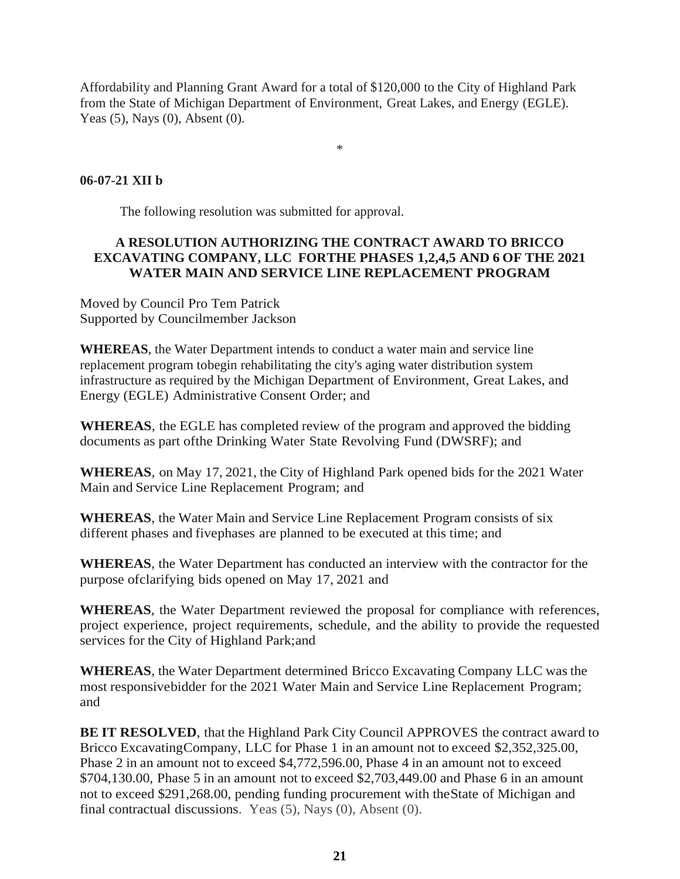Affordability and Planning Grant Award for a total of $120,000 to the City of Highland Park from the State of Michigan Department of Environment, Great Lakes, and Energy (EGLE). Yeas (5), Nays (0), Absent (0).

*

**06-07-21 XII b**

The following resolution was submitted for approval.

**A RESOLUTION AUTHORIZING THE CONTRACT AWARD TO BRICCO EXCAVATING COMPANY, LLC FORTHE PHASES 1,2,4,5 AND 6 OF THE 2021 WATER MAIN AND SERVICE LINE REPLACEMENT PROGRAM**

Moved by Council Pro Tem Patrick
Supported by Councilmember Jackson

**WHEREAS**, the Water Department intends to conduct a water main and service line replacement program tobegin rehabilitating the city's aging water distribution system infrastructure as required by the Michigan Department of Environment, Great Lakes, and Energy (EGLE) Administrative Consent Order; and

**WHEREAS**, the EGLE has completed review of the program and approved the bidding documents as part ofthe Drinking Water State Revolving Fund (DWSRF); and

**WHEREAS**, on May 17, 2021, the City of Highland Park opened bids for the 2021 Water Main and Service Line Replacement Program; and

**WHEREAS**, the Water Main and Service Line Replacement Program consists of six different phases and fivephases are planned to be executed at this time; and

**WHEREAS**, the Water Department has conducted an interview with the contractor for the purpose ofclarifying bids opened on May 17, 2021 and

**WHEREAS**, the Water Department reviewed the proposal for compliance with references, project experience, project requirements, schedule, and the ability to provide the requested services for the City of Highland Park;and

**WHEREAS**, the Water Department determined Bricco Excavating Company LLC was the most responsivebidder for the 2021 Water Main and Service Line Replacement Program; and

**BE IT RESOLVED**, that the Highland Park City Council APPROVES the contract award to Bricco ExcavatingCompany, LLC for Phase 1 in an amount not to exceed $2,352,325.00, Phase 2 in an amount not to exceed $4,772,596.00, Phase 4 in an amount not to exceed $704,130.00, Phase 5 in an amount not to exceed $2,703,449.00 and Phase 6 in an amount not to exceed $291,268.00, pending funding procurement with theState of Michigan and final contractual discussions. Yeas (5), Nays (0), Absent (0).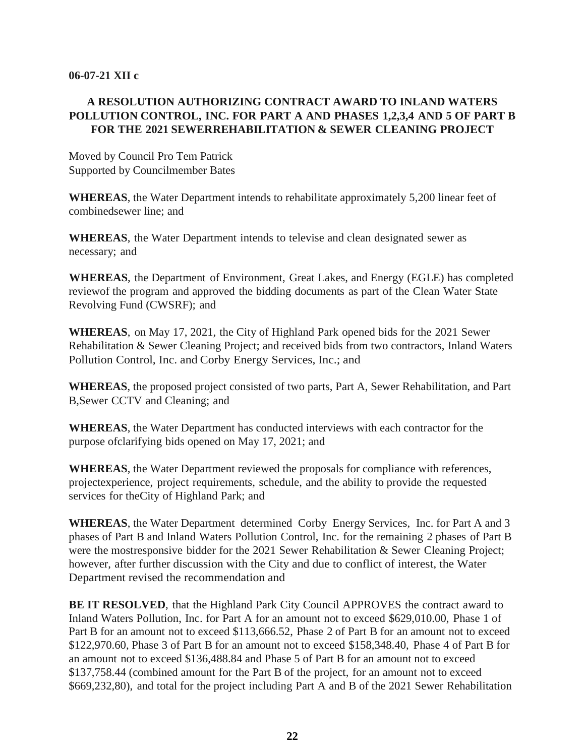**06-07-21 XII c**

### A RESOLUTION AUTHORIZING CONTRACT AWARD TO INLAND WATERS POLLUTION CONTROL, INC. FOR PART A AND PHASES 1,2,3,4 AND 5 OF PART B FOR THE 2021 SEWERREHABILITATION & SEWER CLEANING PROJECT

Moved by Council Pro Tem Patrick
Supported by Councilmember Bates

**WHEREAS**, the Water Department intends to rehabilitate approximately 5,200 linear feet of combinedsewer line; and

**WHEREAS**, the Water Department intends to televise and clean designated sewer as necessary; and

**WHEREAS**, the Department of Environment, Great Lakes, and Energy (EGLE) has completed reviewof the program and approved the bidding documents as part of the Clean Water State Revolving Fund (CWSRF); and

**WHEREAS**, on May 17, 2021, the City of Highland Park opened bids for the 2021 Sewer Rehabilitation & Sewer Cleaning Project; and received bids from two contractors, Inland Waters Pollution Control, Inc. and Corby Energy Services, Inc.; and

**WHEREAS**, the proposed project consisted of two parts, Part A, Sewer Rehabilitation, and Part B,Sewer CCTV and Cleaning; and

**WHEREAS**, the Water Department has conducted interviews with each contractor for the purpose ofclarifying bids opened on May 17, 2021; and

**WHEREAS**, the Water Department reviewed the proposals for compliance with references, projectexperience, project requirements, schedule, and the ability to provide the requested services for theCity of Highland Park; and

**WHEREAS**, the Water Department determined Corby Energy Services, Inc. for Part A and 3 phases of Part B and Inland Waters Pollution Control, Inc. for the remaining 2 phases of Part B were the mostresponsive bidder for the 2021 Sewer Rehabilitation & Sewer Cleaning Project; however, after further discussion with the City and due to conflict of interest, the Water Department revised the recommendation and

**BE IT RESOLVED**, that the Highland Park City Council APPROVES the contract award to Inland Waters Pollution, Inc. for Part A for an amount not to exceed $629,010.00, Phase 1 of Part B for an amount not to exceed $113,666.52, Phase 2 of Part B for an amount not to exceed $122,970.60, Phase 3 of Part B for an amount not to exceed $158,348.40, Phase 4 of Part B for an amount not to exceed $136,488.84 and Phase 5 of Part B for an amount not to exceed $137,758.44 (combined amount for the Part B of the project, for an amount not to exceed $669,232,80), and total for the project including Part A and B of the 2021 Sewer Rehabilitation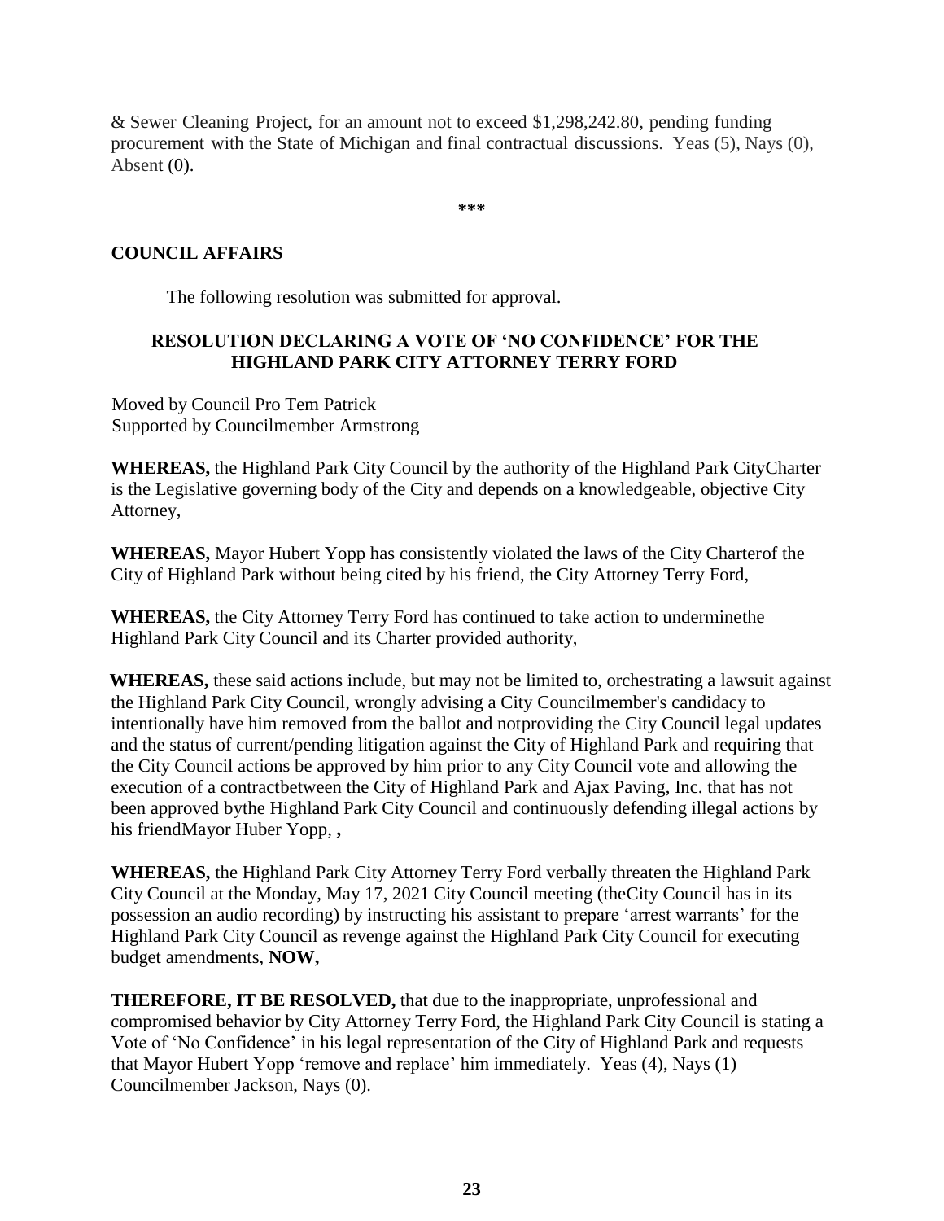& Sewer Cleaning Project, for an amount not to exceed $1,298,242.80, pending funding procurement with the State of Michigan and final contractual discussions. Yeas (5), Nays (0), Absent (0).

**\*\*\***

**COUNCIL AFFAIRS**

The following resolution was submitted for approval.

**RESOLUTION DECLARING A VOTE OF 'NO CONFIDENCE' FOR THE HIGHLAND PARK CITY ATTORNEY TERRY FORD**

Moved by Council Pro Tem Patrick
Supported by Councilmember Armstrong

**WHEREAS,** the Highland Park City Council by the authority of the Highland Park CityCharter is the Legislative governing body of the City and depends on a knowledgeable, objective City Attorney,

**WHEREAS,** Mayor Hubert Yopp has consistently violated the laws of the City Charterof the City of Highland Park without being cited by his friend, the City Attorney Terry Ford,

**WHEREAS,** the City Attorney Terry Ford has continued to take action to underminethe Highland Park City Council and its Charter provided authority,

**WHEREAS,** these said actions include, but may not be limited to, orchestrating a lawsuit against the Highland Park City Council, wrongly advising a City Councilmember's candidacy to intentionally have him removed from the ballot and notproviding the City Council legal updates and the status of current/pending litigation against the City of Highland Park and requiring that the City Council actions be approved by him prior to any City Council vote and allowing the execution of a contractbetween the City of Highland Park and Ajax Paving, Inc. that has not been approved bythe Highland Park City Council and continuously defending illegal actions by his friendMayor Huber Yopp, **,**

**WHEREAS,** the Highland Park City Attorney Terry Ford verbally threaten the Highland Park City Council at the Monday, May 17, 2021 City Council meeting (theCity Council has in its possession an audio recording) by instructing his assistant to prepare 'arrest warrants' for the Highland Park City Council as revenge against the Highland Park City Council for executing budget amendments, **NOW,**

**THEREFORE, IT BE RESOLVED,** that due to the inappropriate, unprofessional and compromised behavior by City Attorney Terry Ford, the Highland Park City Council is stating a Vote of 'No Confidence' in his legal representation of the City of Highland Park and requests that Mayor Hubert Yopp 'remove and replace' him immediately. Yeas (4), Nays (1) Councilmember Jackson, Nays (0).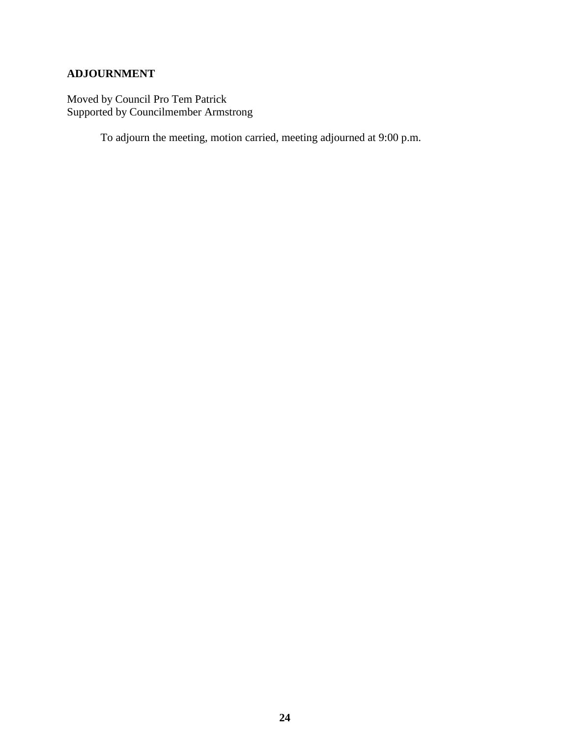**ADJOURNMENT**

Moved by Council Pro Tem Patrick
Supported by Councilmember Armstrong

To adjourn the meeting, motion carried, meeting adjourned at 9:00 p.m.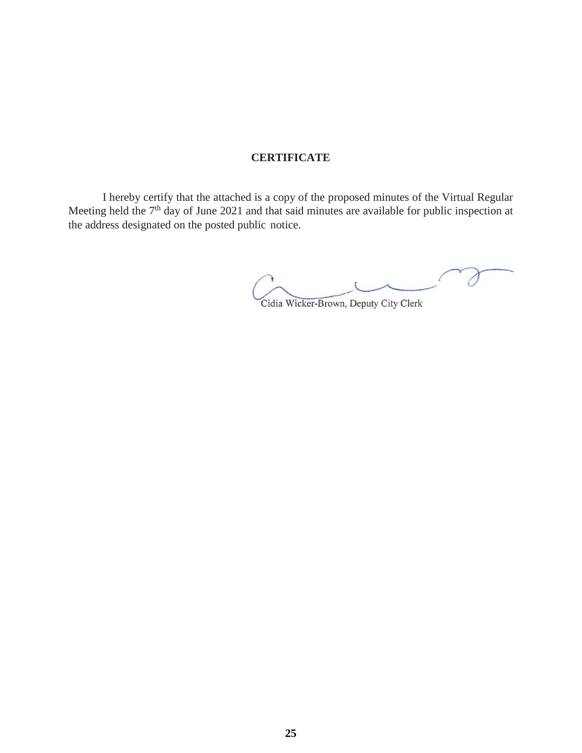**CERTIFICATE**

I hereby certify that the attached is a copy of the proposed minutes of the Virtual Regular Meeting held the 7th day of June 2021 and that said minutes are available for public inspection at the address designated on the posted public notice.

Cidia Wicker-Brown, Deputy City Clerk